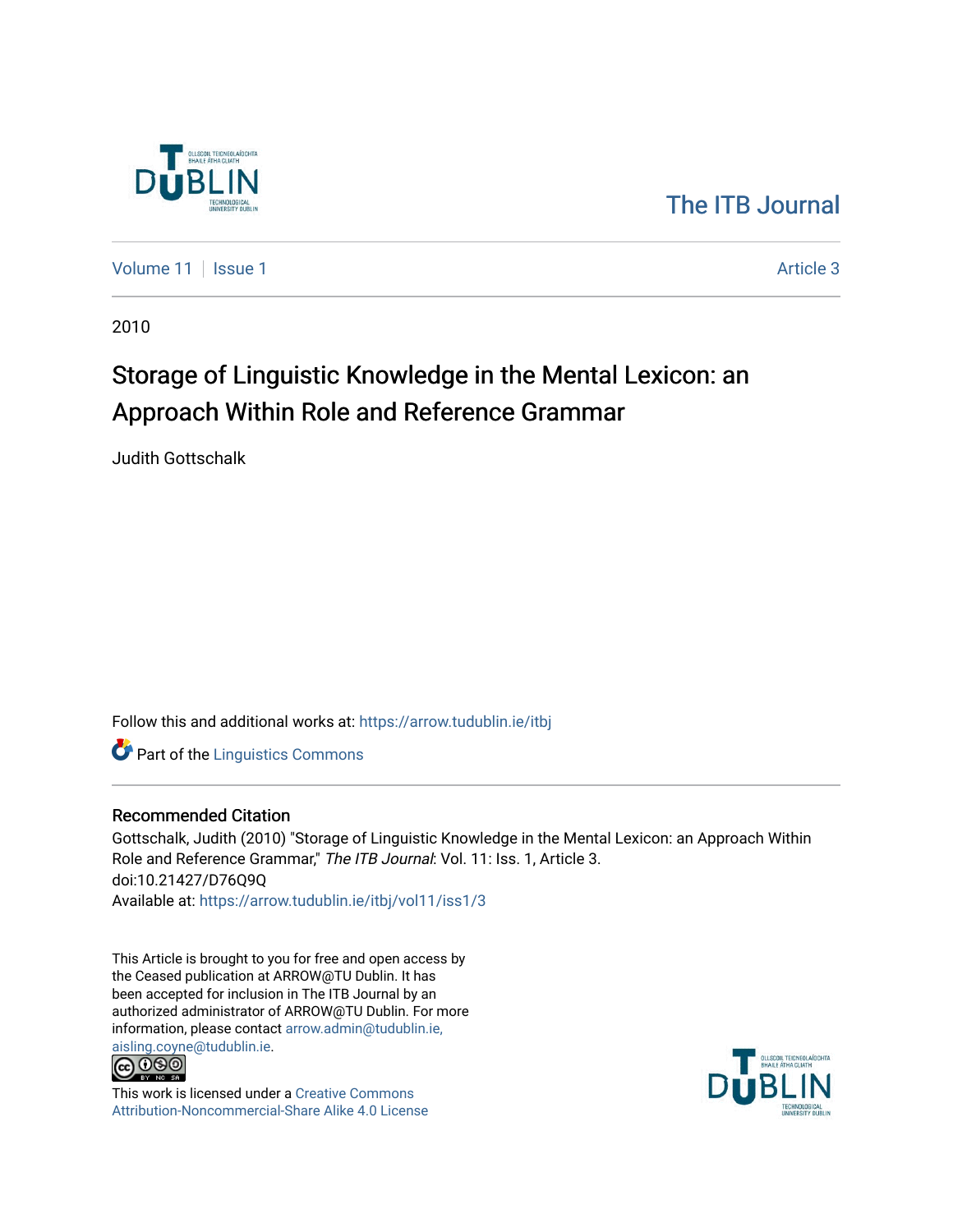The ITB Journal

Volume 11 | Issue 1 | Article 3

2010

# Storage of Linguistic Knowledge in the Mental Lexicon: an Approach Within Role and Reference Grammar

Judith Gottschalk

Follow this and additional works at: https://arrow.tudublin.ie/itbj

Part of the Linguistics Commons

## Recommended Citation

Gottschalk, Judith (2010) "Storage of Linguistic Knowledge in the Mental Lexicon: an Approach Within Role and Reference Grammar," *The ITB Journal*: Vol. 11: Iss. 1, Article 3.
doi:10.21427/D76Q9Q
Available at: https://arrow.tudublin.ie/itbj/vol11/iss1/3

This Article is brought to you for free and open access by the Ceased publication at ARROW@TU Dublin. It has been accepted for inclusion in The ITB Journal by an authorized administrator of ARROW@TU Dublin. For more information, please contact arrow.admin@tudublin.ie, aisling.coyne@tudublin.ie.

This work is licensed under a Creative Commons Attribution-Noncommercial-Share Alike 4.0 License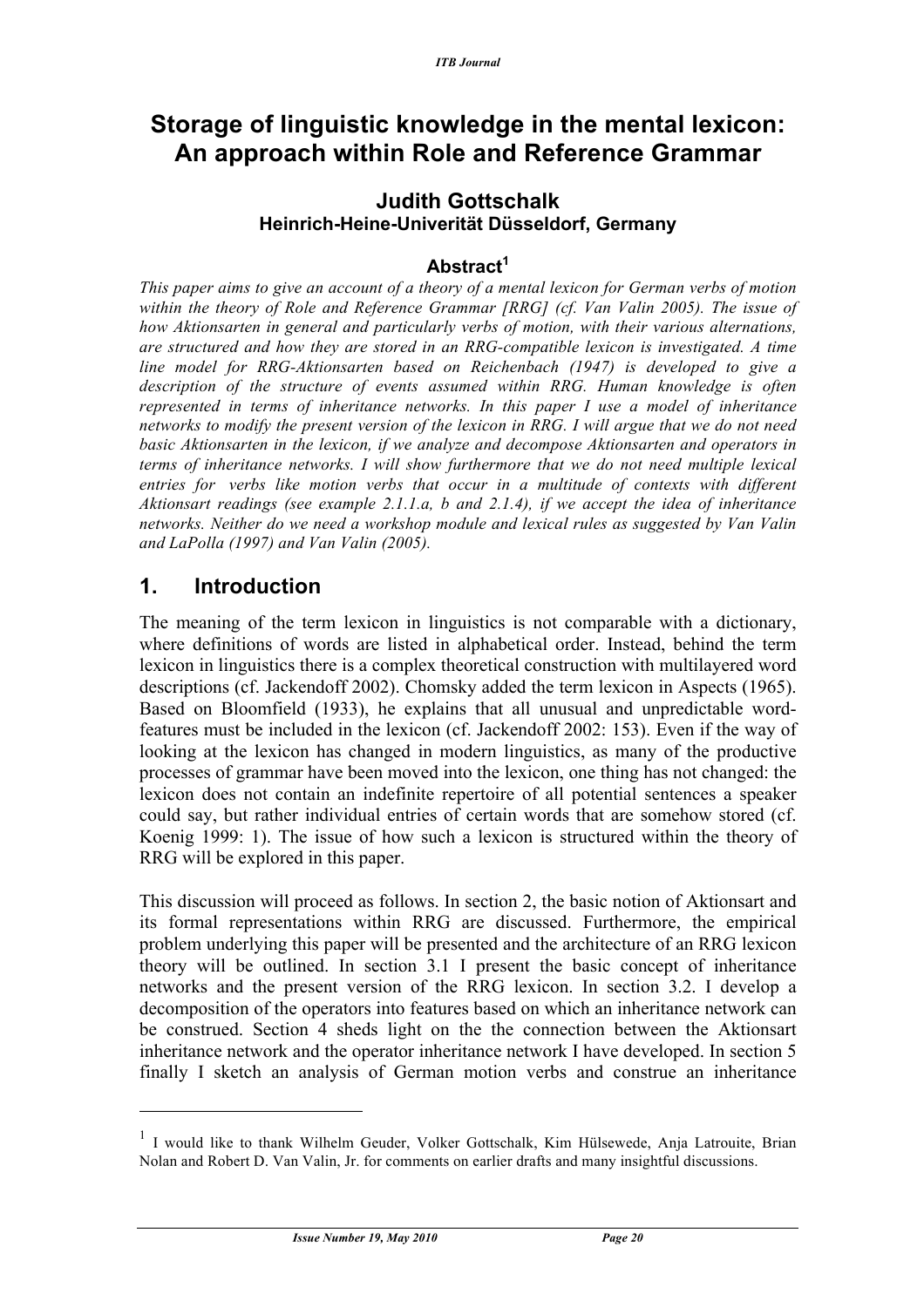# Storage of linguistic knowledge in the mental lexicon: An approach within Role and Reference Grammar

## Judith Gottschalk

### Heinrich-Heine-Univerität Düsseldorf, Germany

### Abstract[1]

*This paper aims to give an account of a theory of a mental lexicon for German verbs of motion within the theory of Role and Reference Grammar [RRG] (cf. Van Valin 2005). The issue of how Aktionsarten in general and particularly verbs of motion, with their various alternations, are structured and how they are stored in an RRG-compatible lexicon is investigated. A time line model for RRG-Aktionsarten based on Reichenbach (1947) is developed to give a description of the structure of events assumed within RRG. Human knowledge is often represented in terms of inheritance networks. In this paper I use a model of inheritance networks to modify the present version of the lexicon in RRG. I will argue that we do not need basic Aktionsarten in the lexicon, if we analyze and decompose Aktionsarten and operators in terms of inheritance networks. I will show furthermore that we do not need multiple lexical entries for verbs like motion verbs that occur in a multitude of contexts with different Aktionsart readings (see example 2.1.1.a, b and 2.1.4), if we accept the idea of inheritance networks. Neither do we need a workshop module and lexical rules as suggested by Van Valin and LaPolla (1997) and Van Valin (2005).*

## 1. Introduction

The meaning of the term lexicon in linguistics is not comparable with a dictionary, where definitions of words are listed in alphabetical order. Instead, behind the term lexicon in linguistics there is a complex theoretical construction with multilayered word descriptions (cf. Jackendoff 2002). Chomsky added the term lexicon in Aspects (1965). Based on Bloomfield (1933), he explains that all unusual and unpredictable word-features must be included in the lexicon (cf. Jackendoff 2002: 153). Even if the way of looking at the lexicon has changed in modern linguistics, as many of the productive processes of grammar have been moved into the lexicon, one thing has not changed: the lexicon does not contain an indefinite repertoire of all potential sentences a speaker could say, but rather individual entries of certain words that are somehow stored (cf. Koenig 1999: 1). The issue of how such a lexicon is structured within the theory of RRG will be explored in this paper.

This discussion will proceed as follows. In section 2, the basic notion of Aktionsart and its formal representations within RRG are discussed. Furthermore, the empirical problem underlying this paper will be presented and the architecture of an RRG lexicon theory will be outlined. In section 3.1 I present the basic concept of inheritance networks and the present version of the RRG lexicon. In section 3.2. I develop a decomposition of the operators into features based on which an inheritance network can be construed. Section 4 sheds light on the the connection between the Aktionsart inheritance network and the operator inheritance network I have developed. In section 5 finally I sketch an analysis of German motion verbs and construe an inheritance

---

[1] I would like to thank Wilhelm Geuder, Volker Gottschalk, Kim Hülsewede, Anja Latrouite, Brian Nolan and Robert D. Van Valin, Jr. for comments on earlier drafts and many insightful discussions.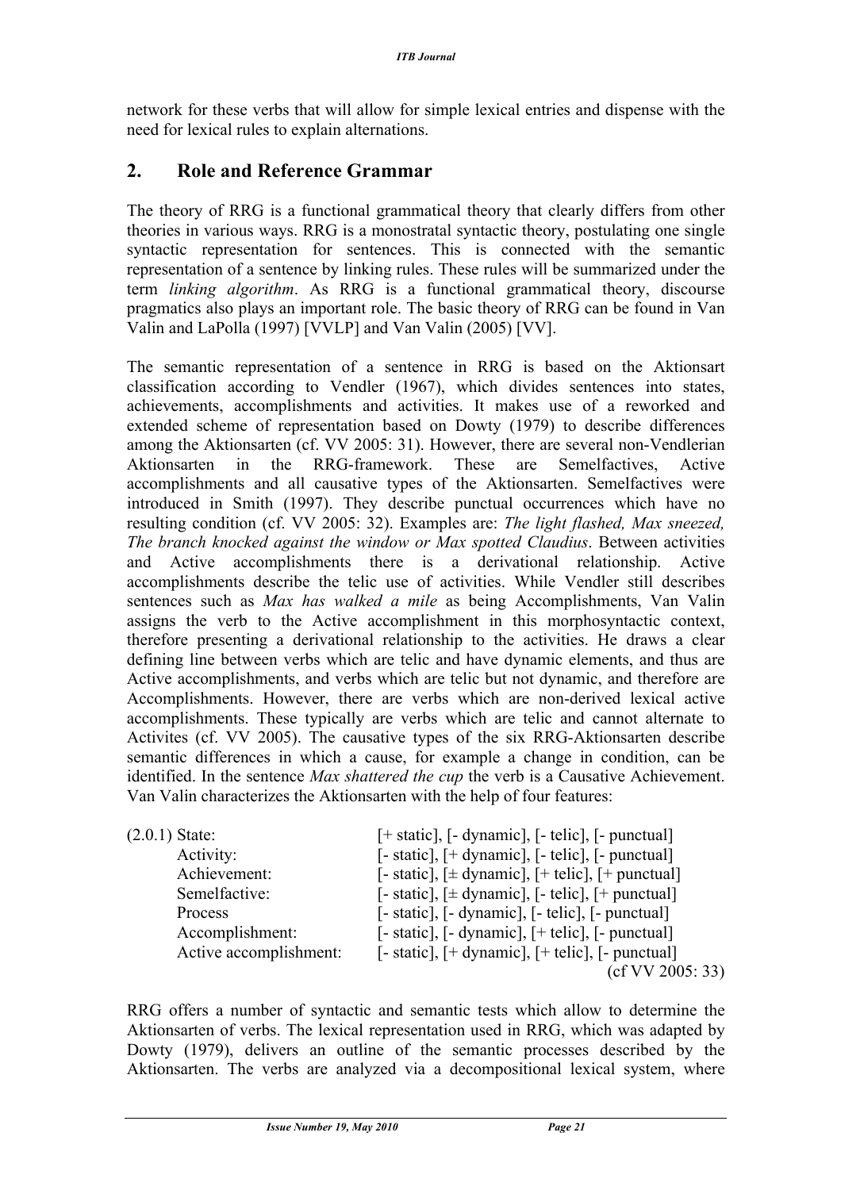network for these verbs that will allow for simple lexical entries and dispense with the need for lexical rules to explain alternations.

## 2. Role and Reference Grammar

The theory of RRG is a functional grammatical theory that clearly differs from other theories in various ways. RRG is a monostratal syntactic theory, postulating one single syntactic representation for sentences. This is connected with the semantic representation of a sentence by linking rules. These rules will be summarized under the term *linking algorithm*. As RRG is a functional grammatical theory, discourse pragmatics also plays an important role. The basic theory of RRG can be found in Van Valin and LaPolla (1997) [VVLP] and Van Valin (2005) [VV].

The semantic representation of a sentence in RRG is based on the Aktionsart classification according to Vendler (1967), which divides sentences into states, achievements, accomplishments and activities. It makes use of a reworked and extended scheme of representation based on Dowty (1979) to describe differences among the Aktionsarten (cf. VV 2005: 31). However, there are several non-Vendlerian Aktionsarten in the RRG-framework. These are Semelfactives, Active accomplishments and all causative types of the Aktionsarten. Semelfactives were introduced in Smith (1997). They describe punctual occurrences which have no resulting condition (cf. VV 2005: 32). Examples are: *The light flashed, Max sneezed, The branch knocked against the window or Max spotted Claudius*. Between activities and Active accomplishments there is a derivational relationship. Active accomplishments describe the telic use of activities. While Vendler still describes sentences such as *Max has walked a mile* as being Accomplishments, Van Valin assigns the verb to the Active accomplishment in this morphosyntactic context, therefore presenting a derivational relationship to the activities. He draws a clear defining line between verbs which are telic and have dynamic elements, and thus are Active accomplishments, and verbs which are telic but not dynamic, and therefore are Accomplishments. However, there are verbs which are non-derived lexical active accomplishments. These typically are verbs which are telic and cannot alternate to Activites (cf. VV 2005). The causative types of the six RRG-Aktionsarten describe semantic differences in which a cause, for example a change in condition, can be identified. In the sentence *Max shattered the cup* the verb is a Causative Achievement. Van Valin characterizes the Aktionsarten with the help of four features:

(2.0.1) State: [+ static], [- dynamic], [- telic], [- punctual]
Activity: [- static], [+ dynamic], [- telic], [- punctual]
Achievement: [- static], [± dynamic], [+ telic], [+ punctual]
Semelfactive: [- static], [± dynamic], [- telic], [+ punctual]
Process [- static], [- dynamic], [- telic], [- punctual]
Accomplishment: [- static], [- dynamic], [+ telic], [- punctual]
Active accomplishment: [- static], [+ dynamic], [+ telic], [- punctual]
(cf VV 2005: 33)

RRG offers a number of syntactic and semantic tests which allow to determine the Aktionsarten of verbs. The lexical representation used in RRG, which was adapted by Dowty (1979), delivers an outline of the semantic processes described by the Aktionsarten. The verbs are analyzed via a decompositional lexical system, where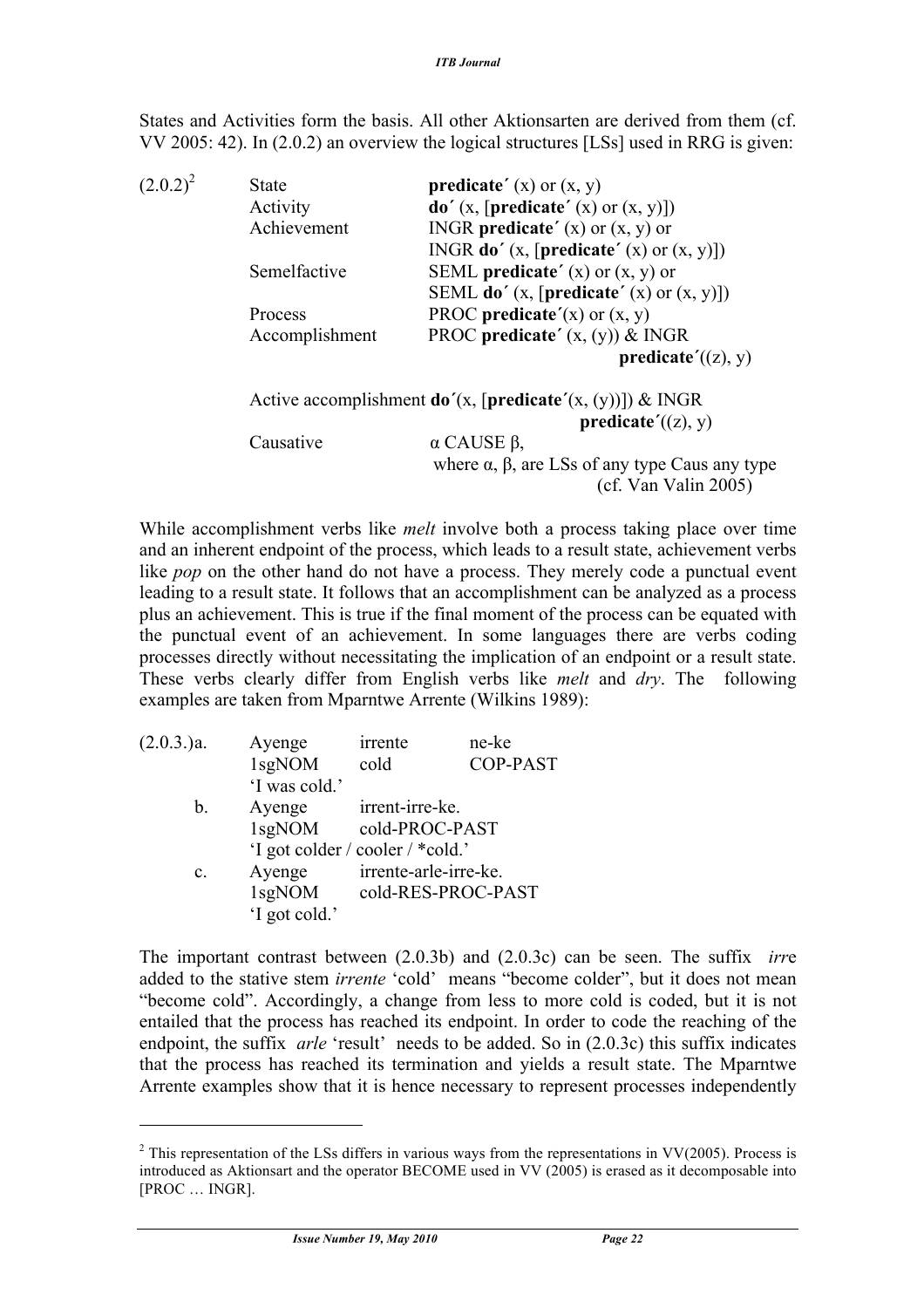States and Activities form the basis. All other Aktionsarten are derived from them (cf. VV 2005: 42). In (2.0.2) an overview the logical structures [LSs] used in RRG is given:

(2.0.2)[2]

| | |
|---|---|
| State | **predicate´** (x) or (x, y) |
| Activity | **do´** (x, [**predicate´** (x) or (x, y)]) |
| Achievement | INGR **predicate´** (x) or (x, y) or<br>INGR **do´** (x, [**predicate´** (x) or (x, y)]) |
| Semelfactive | SEML **predicate´** (x) or (x, y) or<br>SEML **do´** (x, [**predicate´** (x) or (x, y)]) |
| Process | PROC **predicate´**(x) or (x, y) |
| Accomplishment | PROC **predicate´** (x, (y)) & INGR **predicate´**((z), y) |
| Active accomplishment | **do´**(x, [**predicate´**(x, (y))]) & INGR **predicate´**((z), y) |
| Causative | α CAUSE β,<br>where α, β, are LSs of any type Caus any type |

(cf. Van Valin 2005)

While accomplishment verbs like *melt* involve both a process taking place over time and an inherent endpoint of the process, which leads to a result state, achievement verbs like *pop* on the other hand do not have a process. They merely code a punctual event leading to a result state. It follows that an accomplishment can be analyzed as a process plus an achievement. This is true if the final moment of the process can be equated with the punctual event of an achievement. In some languages there are verbs coding processes directly without necessitating the implication of an endpoint or a result state. These verbs clearly differ from English verbs like *melt* and *dry*. The following examples are taken from Mparntwe Arrente (Wilkins 1989):

(2.0.3.)a. Ayenge irrente ne-ke
1sgNOM cold COP-PAST
'I was cold.'

b. Ayenge irrent-irre-ke.
1sgNOM cold-PROC-PAST
'I got colder / cooler / *cold.'

c. Ayenge irrente-arle-irre-ke.
1sgNOM cold-RES-PROC-PAST
'I got cold.'

The important contrast between (2.0.3b) and (2.0.3c) can be seen. The suffix *irr*e added to the stative stem *irrente* 'cold' means "become colder", but it does not mean "become cold". Accordingly, a change from less to more cold is coded, but it is not entailed that the process has reached its endpoint. In order to code the reaching of the endpoint, the suffix *arle* 'result' needs to be added. So in (2.0.3c) this suffix indicates that the process has reached its termination and yields a result state. The Mparntwe Arrente examples show that it is hence necessary to represent processes independently

---

[2] This representation of the LSs differs in various ways from the representations in VV(2005). Process is introduced as Aktionsart and the operator BECOME used in VV (2005) is erased as it decomposable into [PROC … INGR].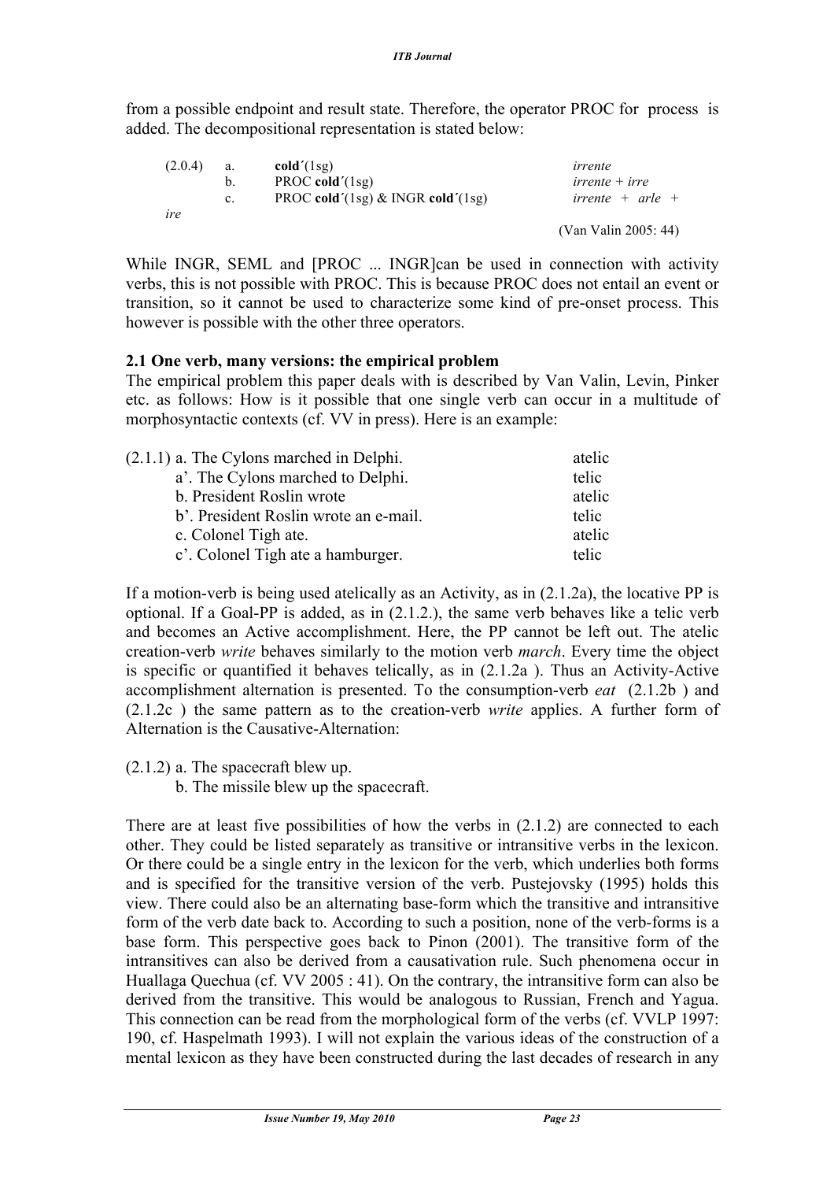from a possible endpoint and result state. Therefore, the operator PROC for process is added. The decompositional representation is stated below:

| (2.0.4) | a. | **cold**´(1sg) | *irrente* |
|---|---|---|---|
| | b. | PROC **cold**´(1sg) | *irrente + irre* |
| | c. | PROC **cold**´(1sg) & INGR **cold**´(1sg) | *irrente + arle + ire* |

(Van Valin 2005: 44)

While INGR, SEML and [PROC ... INGR]can be used in connection with activity verbs, this is not possible with PROC. This is because PROC does not entail an event or transition, so it cannot be used to characterize some kind of pre-onset process. This however is possible with the other three operators.

### 2.1 One verb, many versions: the empirical problem

The empirical problem this paper deals with is described by Van Valin, Levin, Pinker etc. as follows: How is it possible that one single verb can occur in a multitude of morphosyntactic contexts (cf. VV in press). Here is an example:

| | | |
|---|---|---|
| (2.1.1) | a. The Cylons marched in Delphi. | atelic |
| | a'. The Cylons marched to Delphi. | telic |
| | b. President Roslin wrote | atelic |
| | b'. President Roslin wrote an e-mail. | telic |
| | c. Colonel Tigh ate. | atelic |
| | c'. Colonel Tigh ate a hamburger. | telic |

If a motion-verb is being used atelically as an Activity, as in (2.1.2a), the locative PP is optional. If a Goal-PP is added, as in (2.1.2.), the same verb behaves like a telic verb and becomes an Active accomplishment. Here, the PP cannot be left out. The atelic creation-verb *write* behaves similarly to the motion verb *march*. Every time the object is specific or quantified it behaves telically, as in (2.1.2a ). Thus an Activity-Active accomplishment alternation is presented. To the consumption-verb *eat* (2.1.2b ) and (2.1.2c ) the same pattern as to the creation-verb *write* applies. A further form of Alternation is the Causative-Alternation:

(2.1.2) a. The spacecraft blew up.
b. The missile blew up the spacecraft.

There are at least five possibilities of how the verbs in (2.1.2) are connected to each other. They could be listed separately as transitive or intransitive verbs in the lexicon. Or there could be a single entry in the lexicon for the verb, which underlies both forms and is specified for the transitive version of the verb. Pustejovsky (1995) holds this view. There could also be an alternating base-form which the transitive and intransitive form of the verb date back to. According to such a position, none of the verb-forms is a base form. This perspective goes back to Pinon (2001). The transitive form of the intransitives can also be derived from a causativation rule. Such phenomena occur in Huallaga Quechua (cf. VV 2005 : 41). On the contrary, the intransitive form can also be derived from the transitive. This would be analogous to Russian, French and Yagua. This connection can be read from the morphological form of the verbs (cf. VVLP 1997: 190, cf. Haspelmath 1993). I will not explain the various ideas of the construction of a mental lexicon as they have been constructed during the last decades of research in any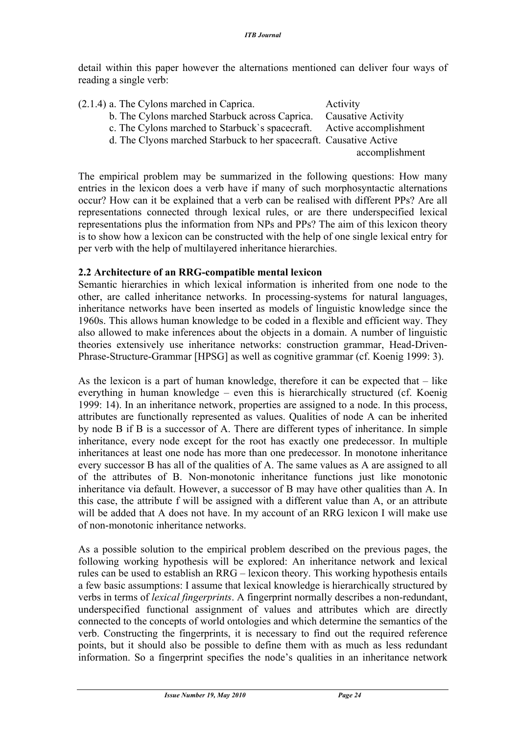detail within this paper however the alternations mentioned can deliver four ways of reading a single verb:

(2.1.4) a. The Cylons marched in Caprica. Activity
b. The Cylons marched Starbuck across Caprica. Causative Activity
c. The Cylons marched to Starbuck`s spacecraft. Active accomplishment
d. The Clyons marched Starbuck to her spacecraft. Causative Active accomplishment

The empirical problem may be summarized in the following questions: How many entries in the lexicon does a verb have if many of such morphosyntactic alternations occur? How can it be explained that a verb can be realised with different PPs? Are all representations connected through lexical rules, or are there underspecified lexical representations plus the information from NPs and PPs? The aim of this lexicon theory is to show how a lexicon can be constructed with the help of one single lexical entry for per verb with the help of multilayered inheritance hierarchies.

## 2.2 Architecture of an RRG-compatible mental lexicon

Semantic hierarchies in which lexical information is inherited from one node to the other, are called inheritance networks. In processing-systems for natural languages, inheritance networks have been inserted as models of linguistic knowledge since the 1960s. This allows human knowledge to be coded in a flexible and efficient way. They also allowed to make inferences about the objects in a domain. A number of linguistic theories extensively use inheritance networks: construction grammar, Head-Driven-Phrase-Structure-Grammar [HPSG] as well as cognitive grammar (cf. Koenig 1999: 3).

As the lexicon is a part of human knowledge, therefore it can be expected that – like everything in human knowledge – even this is hierarchically structured (cf. Koenig 1999: 14). In an inheritance network, properties are assigned to a node. In this process, attributes are functionally represented as values. Qualities of node A can be inherited by node B if B is a successor of A. There are different types of inheritance. In simple inheritance, every node except for the root has exactly one predecessor. In multiple inheritances at least one node has more than one predecessor. In monotone inheritance every successor B has all of the qualities of A. The same values as A are assigned to all of the attributes of B. Non-monotonic inheritance functions just like monotonic inheritance via default. However, a successor of B may have other qualities than A. In this case, the attribute f will be assigned with a different value than A, or an attribute will be added that A does not have. In my account of an RRG lexicon I will make use of non-monotonic inheritance networks.

As a possible solution to the empirical problem described on the previous pages, the following working hypothesis will be explored: An inheritance network and lexical rules can be used to establish an RRG – lexicon theory. This working hypothesis entails a few basic assumptions: I assume that lexical knowledge is hierarchically structured by verbs in terms of *lexical fingerprints*. A fingerprint normally describes a non-redundant, underspecified functional assignment of values and attributes which are directly connected to the concepts of world ontologies and which determine the semantics of the verb. Constructing the fingerprints, it is necessary to find out the required reference points, but it should also be possible to define them with as much as less redundant information. So a fingerprint specifies the node's qualities in an inheritance network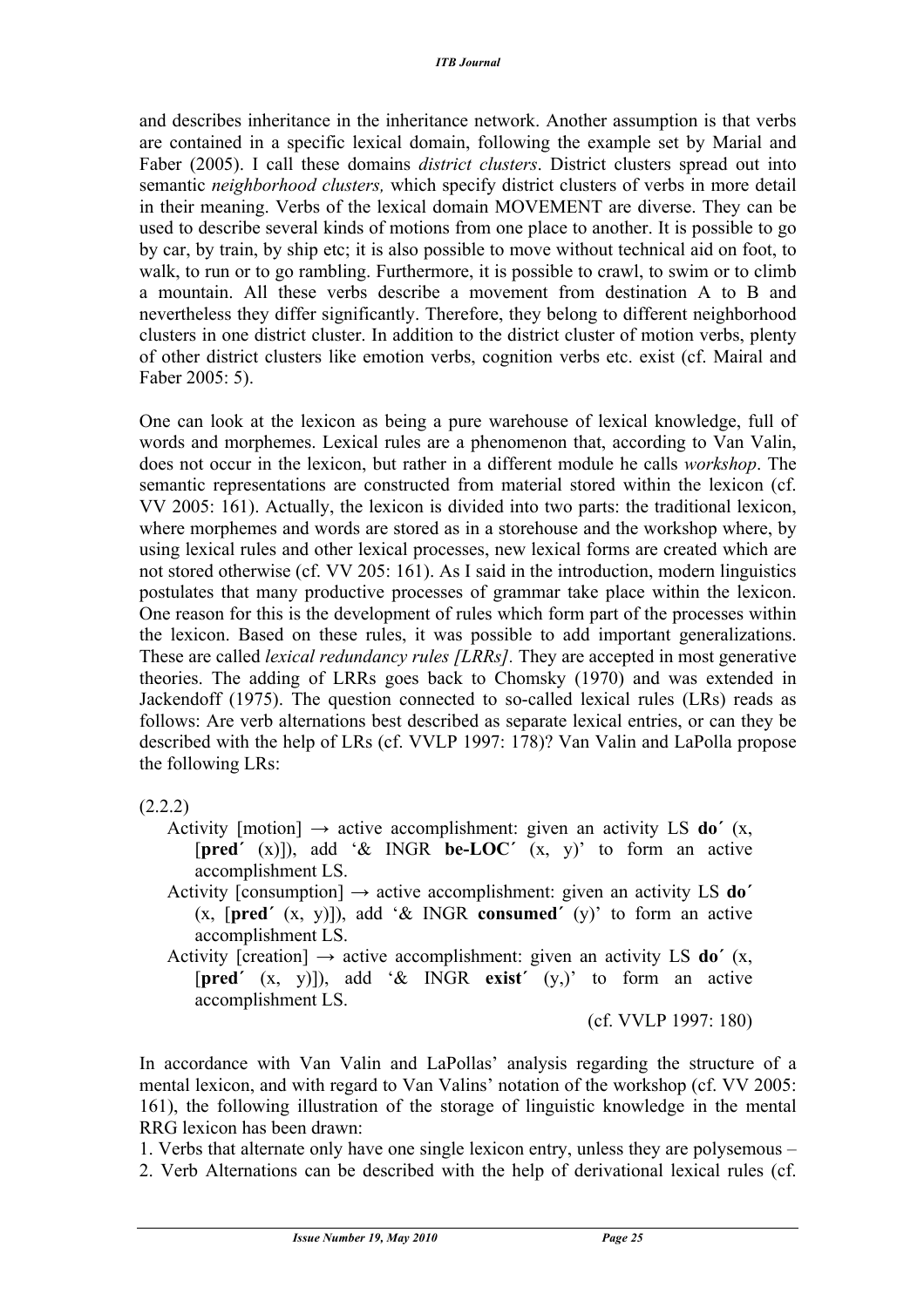and describes inheritance in the inheritance network. Another assumption is that verbs are contained in a specific lexical domain, following the example set by Marial and Faber (2005). I call these domains *district clusters*. District clusters spread out into semantic *neighborhood clusters,* which specify district clusters of verbs in more detail in their meaning. Verbs of the lexical domain MOVEMENT are diverse. They can be used to describe several kinds of motions from one place to another. It is possible to go by car, by train, by ship etc; it is also possible to move without technical aid on foot, to walk, to run or to go rambling. Furthermore, it is possible to crawl, to swim or to climb a mountain. All these verbs describe a movement from destination A to B and nevertheless they differ significantly. Therefore, they belong to different neighborhood clusters in one district cluster. In addition to the district cluster of motion verbs, plenty of other district clusters like emotion verbs, cognition verbs etc. exist (cf. Mairal and Faber 2005: 5).

One can look at the lexicon as being a pure warehouse of lexical knowledge, full of words and morphemes. Lexical rules are a phenomenon that, according to Van Valin, does not occur in the lexicon, but rather in a different module he calls *workshop*. The semantic representations are constructed from material stored within the lexicon (cf. VV 2005: 161). Actually, the lexicon is divided into two parts: the traditional lexicon, where morphemes and words are stored as in a storehouse and the workshop where, by using lexical rules and other lexical processes, new lexical forms are created which are not stored otherwise (cf. VV 205: 161). As I said in the introduction, modern linguistics postulates that many productive processes of grammar take place within the lexicon. One reason for this is the development of rules which form part of the processes within the lexicon. Based on these rules, it was possible to add important generalizations. These are called *lexical redundancy rules [LRRs]*. They are accepted in most generative theories. The adding of LRRs goes back to Chomsky (1970) and was extended in Jackendoff (1975). The question connected to so-called lexical rules (LRs) reads as follows: Are verb alternations best described as separate lexical entries, or can they be described with the help of LRs (cf. VVLP 1997: 178)? Van Valin and LaPolla propose the following LRs:

(2.2.2)

Activity [motion] → active accomplishment: given an activity LS **do´** (x, [**pred´** (x)]), add '& INGR **be-LOC´** (x, y)' to form an active accomplishment LS.

Activity [consumption] → active accomplishment: given an activity LS **do´** (x, [**pred´** (x, y)]), add '& INGR **consumed´** (y)' to form an active accomplishment LS.

Activity [creation] → active accomplishment: given an activity LS **do´** (x, [**pred´** (x, y)]), add '& INGR **exist´** (y,)' to form an active accomplishment LS.

(cf. VVLP 1997: 180)

In accordance with Van Valin and LaPollas' analysis regarding the structure of a mental lexicon, and with regard to Van Valins' notation of the workshop (cf. VV 2005: 161), the following illustration of the storage of linguistic knowledge in the mental RRG lexicon has been drawn:

1. Verbs that alternate only have one single lexicon entry, unless they are polysemous –
2. Verb Alternations can be described with the help of derivational lexical rules (cf.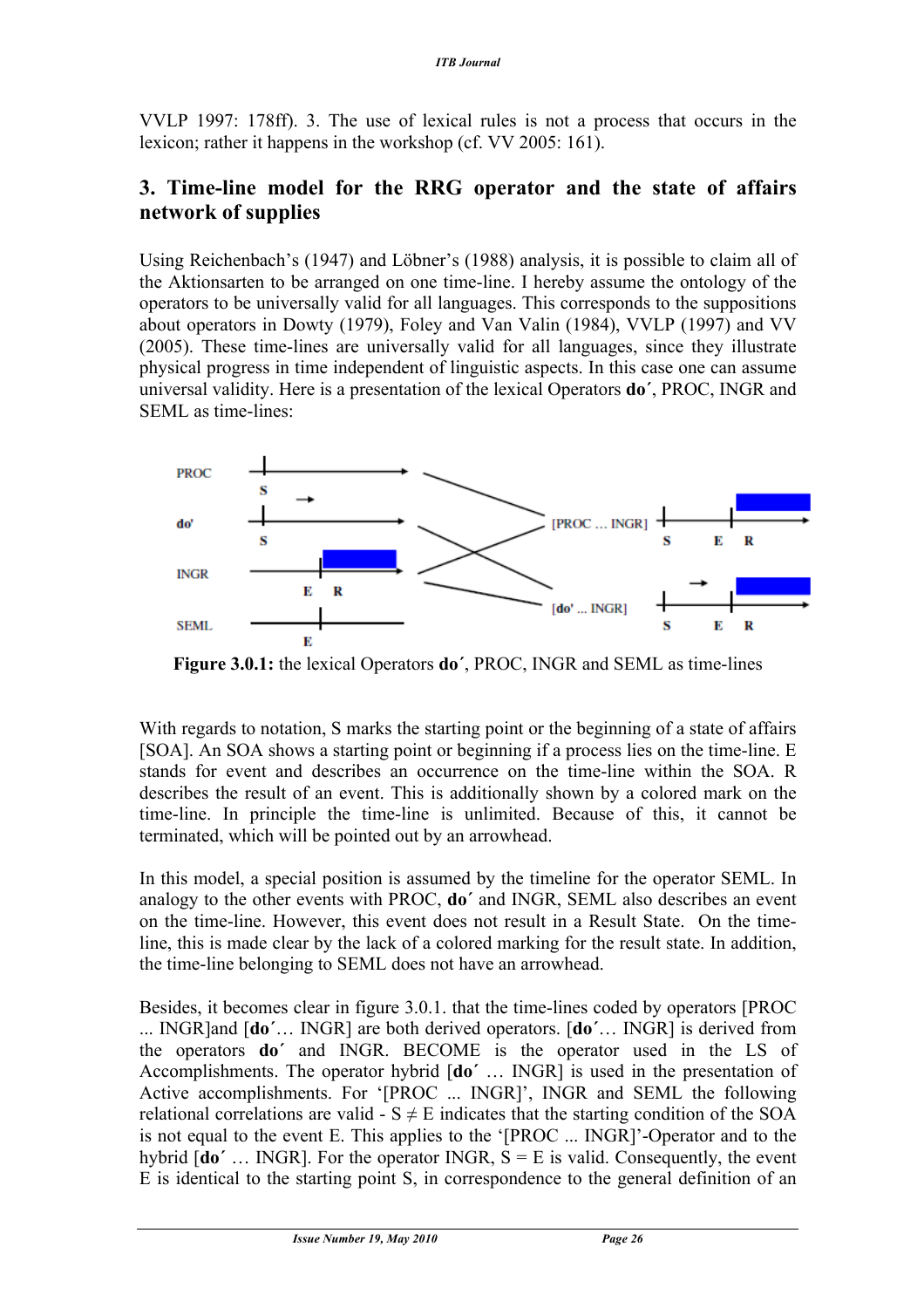VVLP 1997: 178ff). 3. The use of lexical rules is not a process that occurs in the lexicon; rather it happens in the workshop (cf. VV 2005: 161).

## 3. Time-line model for the RRG operator and the state of affairs network of supplies

Using Reichenbach's (1947) and Löbner's (1988) analysis, it is possible to claim all of the Aktionsarten to be arranged on one time-line. I hereby assume the ontology of the operators to be universally valid for all languages. This corresponds to the suppositions about operators in Dowty (1979), Foley and Van Valin (1984), VVLP (1997) and VV (2005). These time-lines are universally valid for all languages, since they illustrate physical progress in time independent of linguistic aspects. In this case one can assume universal validity. Here is a presentation of the lexical Operators **do´**, PROC, INGR and SEML as time-lines:

**Figure 3.0.1:** the lexical Operators **do´**, PROC, INGR and SEML as time-lines

With regards to notation, S marks the starting point or the beginning of a state of affairs [SOA]. An SOA shows a starting point or beginning if a process lies on the time-line. E stands for event and describes an occurrence on the time-line within the SOA. R describes the result of an event. This is additionally shown by a colored mark on the time-line. In principle the time-line is unlimited. Because of this, it cannot be terminated, which will be pointed out by an arrowhead.

In this model, a special position is assumed by the timeline for the operator SEML. In analogy to the other events with PROC, **do´** and INGR, SEML also describes an event on the time-line. However, this event does not result in a Result State. On the time-line, this is made clear by the lack of a colored marking for the result state. In addition, the time-line belonging to SEML does not have an arrowhead.

Besides, it becomes clear in figure 3.0.1. that the time-lines coded by operators [PROC ... INGR]and [**do´**… INGR] are both derived operators. [**do´**… INGR] is derived from the operators **do´** and INGR. BECOME is the operator used in the LS of Accomplishments. The operator hybrid [**do´** … INGR] is used in the presentation of Active accomplishments. For '[PROC ... INGR]', INGR and SEML the following relational correlations are valid - $S \neq E$ indicates that the starting condition of the SOA is not equal to the event E. This applies to the '[PROC ... INGR]'-Operator and to the hybrid [**do´** … INGR]. For the operator INGR, $S = E$ is valid. Consequently, the event E is identical to the starting point S, in correspondence to the general definition of an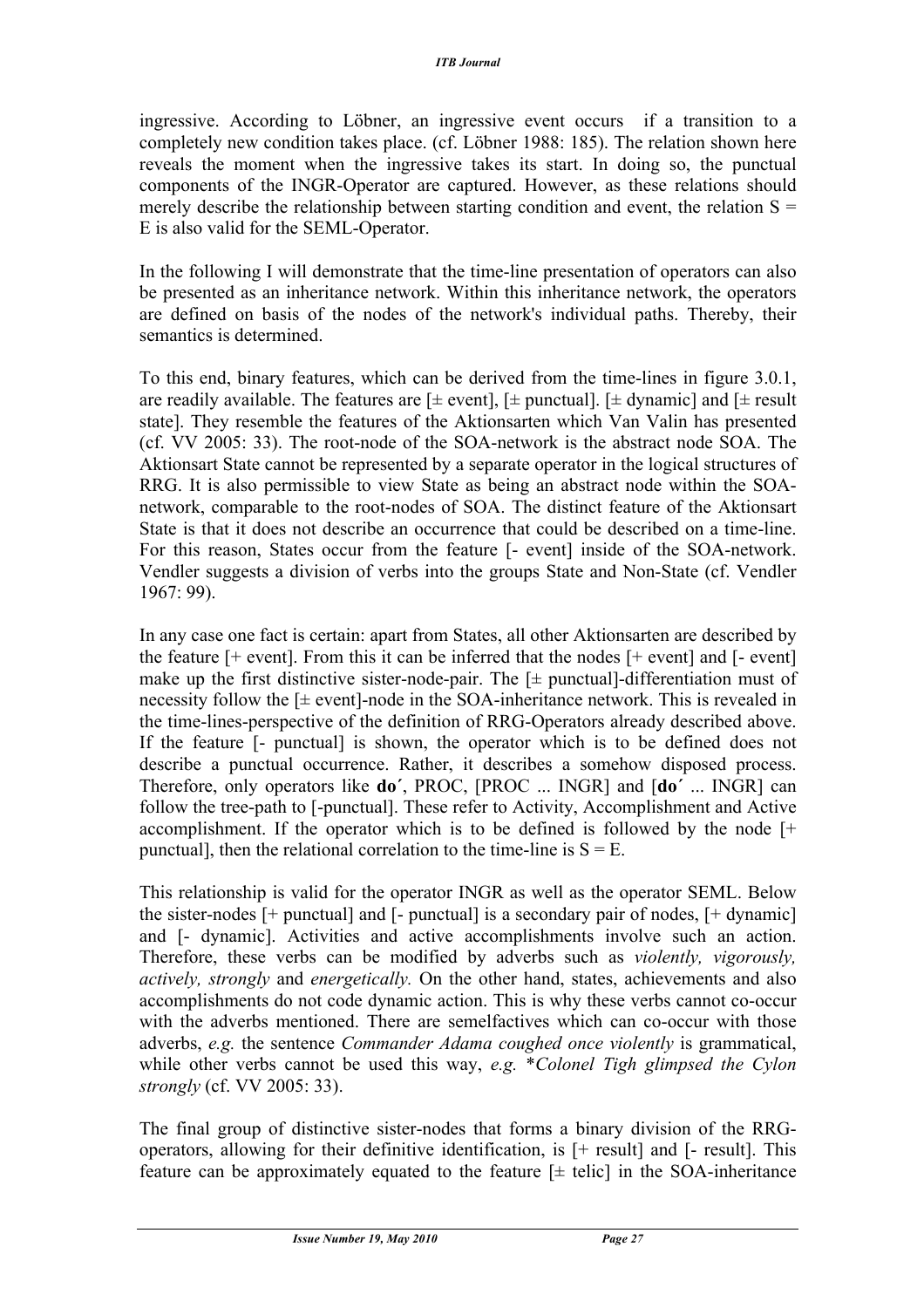ingressive. According to Löbner, an ingressive event occurs if a transition to a completely new condition takes place. (cf. Löbner 1988: 185). The relation shown here reveals the moment when the ingressive takes its start. In doing so, the punctual components of the INGR-Operator are captured. However, as these relations should merely describe the relationship between starting condition and event, the relation S = E is also valid for the SEML-Operator.

In the following I will demonstrate that the time-line presentation of operators can also be presented as an inheritance network. Within this inheritance network, the operators are defined on basis of the nodes of the network's individual paths. Thereby, their semantics is determined.

To this end, binary features, which can be derived from the time-lines in figure 3.0.1, are readily available. The features are [± event], [± punctual]. [± dynamic] and [± result state]. They resemble the features of the Aktionsarten which Van Valin has presented (cf. VV 2005: 33). The root-node of the SOA-network is the abstract node SOA. The Aktionsart State cannot be represented by a separate operator in the logical structures of RRG. It is also permissible to view State as being an abstract node within the SOA-network, comparable to the root-nodes of SOA. The distinct feature of the Aktionsart State is that it does not describe an occurrence that could be described on a time-line. For this reason, States occur from the feature [- event] inside of the SOA-network. Vendler suggests a division of verbs into the groups State and Non-State (cf. Vendler 1967: 99).

In any case one fact is certain: apart from States, all other Aktionsarten are described by the feature [+ event]. From this it can be inferred that the nodes [+ event] and [- event] make up the first distinctive sister-node-pair. The [± punctual]-differentiation must of necessity follow the [± event]-node in the SOA-inheritance network. This is revealed in the time-lines-perspective of the definition of RRG-Operators already described above. If the feature [- punctual] is shown, the operator which is to be defined does not describe a punctual occurrence. Rather, it describes a somehow disposed process. Therefore, only operators like **do´**, PROC, [PROC ... INGR] and [**do´** ... INGR] can follow the tree-path to [-punctual]. These refer to Activity, Accomplishment and Active accomplishment. If the operator which is to be defined is followed by the node [+ punctual], then the relational correlation to the time-line is S = E.

This relationship is valid for the operator INGR as well as the operator SEML. Below the sister-nodes [+ punctual] and [- punctual] is a secondary pair of nodes, [+ dynamic] and [- dynamic]. Activities and active accomplishments involve such an action. Therefore, these verbs can be modified by adverbs such as *violently, vigorously, actively, strongly* and *energetically.* On the other hand, states, achievements and also accomplishments do not code dynamic action. This is why these verbs cannot co-occur with the adverbs mentioned. There are semelfactives which can co-occur with those adverbs, *e.g.* the sentence *Commander Adama coughed once violently* is grammatical, while other verbs cannot be used this way, *e.g.* *\*Colonel Tigh glimpsed the Cylon strongly* (cf. VV 2005: 33).

The final group of distinctive sister-nodes that forms a binary division of the RRG-operators, allowing for their definitive identification, is [+ result] and [- result]. This feature can be approximately equated to the feature [± telic] in the SOA-inheritance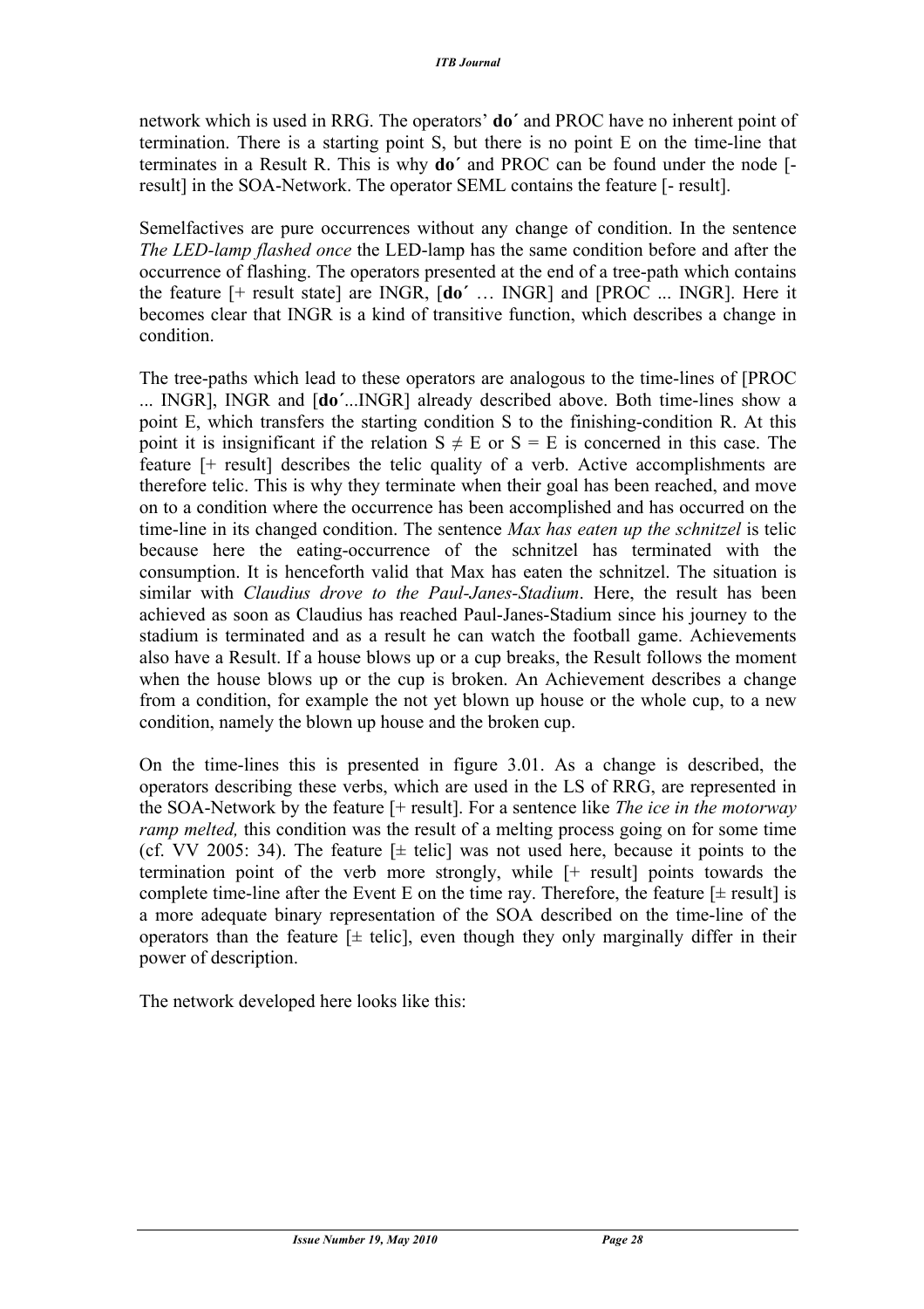network which is used in RRG. The operators' **do´** and PROC have no inherent point of termination. There is a starting point S, but there is no point E on the time-line that terminates in a Result R. This is why **do´** and PROC can be found under the node [-result] in the SOA-Network. The operator SEML contains the feature [- result].

Semelfactives are pure occurrences without any change of condition. In the sentence *The LED-lamp flashed once* the LED-lamp has the same condition before and after the occurrence of flashing. The operators presented at the end of a tree-path which contains the feature [+ result state] are INGR, [**do´** … INGR] and [PROC ... INGR]. Here it becomes clear that INGR is a kind of transitive function, which describes a change in condition.

The tree-paths which lead to these operators are analogous to the time-lines of [PROC ... INGR], INGR and [**do´**...INGR] already described above. Both time-lines show a point E, which transfers the starting condition S to the finishing-condition R. At this point it is insignificant if the relation $S \neq E$ or $S = E$ is concerned in this case. The feature [+ result] describes the telic quality of a verb. Active accomplishments are therefore telic. This is why they terminate when their goal has been reached, and move on to a condition where the occurrence has been accomplished and has occurred on the time-line in its changed condition. The sentence *Max has eaten up the schnitzel* is telic because here the eating-occurrence of the schnitzel has terminated with the consumption. It is henceforth valid that Max has eaten the schnitzel. The situation is similar with *Claudius drove to the Paul-Janes-Stadium*. Here, the result has been achieved as soon as Claudius has reached Paul-Janes-Stadium since his journey to the stadium is terminated and as a result he can watch the football game. Achievements also have a Result. If a house blows up or a cup breaks, the Result follows the moment when the house blows up or the cup is broken. An Achievement describes a change from a condition, for example the not yet blown up house or the whole cup, to a new condition, namely the blown up house and the broken cup.

On the time-lines this is presented in figure 3.01. As a change is described, the operators describing these verbs, which are used in the LS of RRG, are represented in the SOA-Network by the feature [+ result]. For a sentence like *The ice in the motorway ramp melted,* this condition was the result of a melting process going on for some time (cf. VV 2005: 34). The feature [± telic] was not used here, because it points to the termination point of the verb more strongly, while [+ result] points towards the complete time-line after the Event E on the time ray. Therefore, the feature [± result] is a more adequate binary representation of the SOA described on the time-line of the operators than the feature [± telic], even though they only marginally differ in their power of description.

The network developed here looks like this: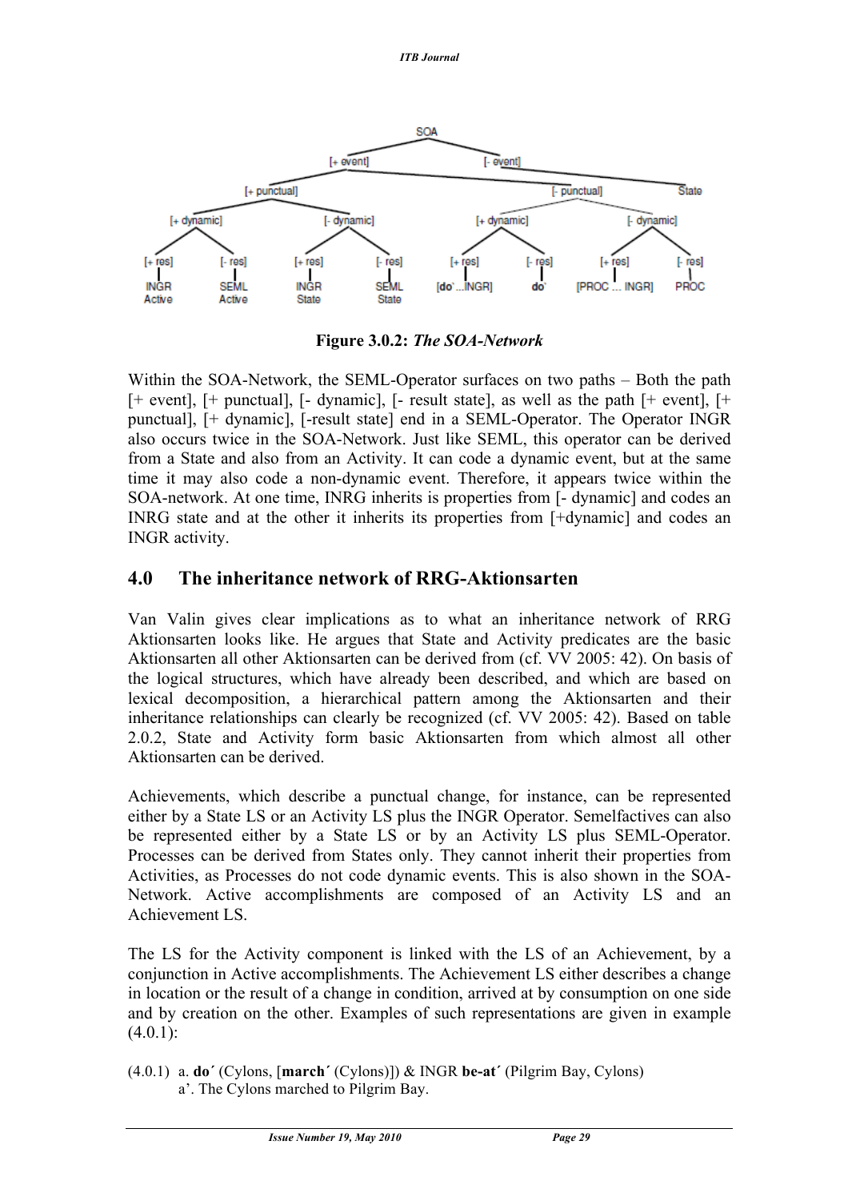**Figure 3.0.2:** *The SOA-Network*

Within the SOA-Network, the SEML-Operator surfaces on two paths – Both the path [+ event], [+ punctual], [- dynamic], [- result state], as well as the path [+ event], [+ punctual], [+ dynamic], [-result state] end in a SEML-Operator. The Operator INGR also occurs twice in the SOA-Network. Just like SEML, this operator can be derived from a State and also from an Activity. It can code a dynamic event, but at the same time it may also code a non-dynamic event. Therefore, it appears twice within the SOA-network. At one time, INRG inherits is properties from [- dynamic] and codes an INRG state and at the other it inherits its properties from [+dynamic] and codes an INGR activity.

## 4.0 The inheritance network of RRG-Aktionsarten

Van Valin gives clear implications as to what an inheritance network of RRG Aktionsarten looks like. He argues that State and Activity predicates are the basic Aktionsarten all other Aktionsarten can be derived from (cf. VV 2005: 42). On basis of the logical structures, which have already been described, and which are based on lexical decomposition, a hierarchical pattern among the Aktionsarten and their inheritance relationships can clearly be recognized (cf. VV 2005: 42). Based on table 2.0.2, State and Activity form basic Aktionsarten from which almost all other Aktionsarten can be derived.

Achievements, which describe a punctual change, for instance, can be represented either by a State LS or an Activity LS plus the INGR Operator. Semelfactives can also be represented either by a State LS or by an Activity LS plus SEML-Operator. Processes can be derived from States only. They cannot inherit their properties from Activities, as Processes do not code dynamic events. This is also shown in the SOA-Network. Active accomplishments are composed of an Activity LS and an Achievement LS.

The LS for the Activity component is linked with the LS of an Achievement, by a conjunction in Active accomplishments. The Achievement LS either describes a change in location or the result of a change in condition, arrived at by consumption on one side and by creation on the other. Examples of such representations are given in example (4.0.1):

(4.0.1) a. **do´** (Cylons, [**march´** (Cylons)]) & INGR **be-at´** (Pilgrim Bay, Cylons)
a'. The Cylons marched to Pilgrim Bay.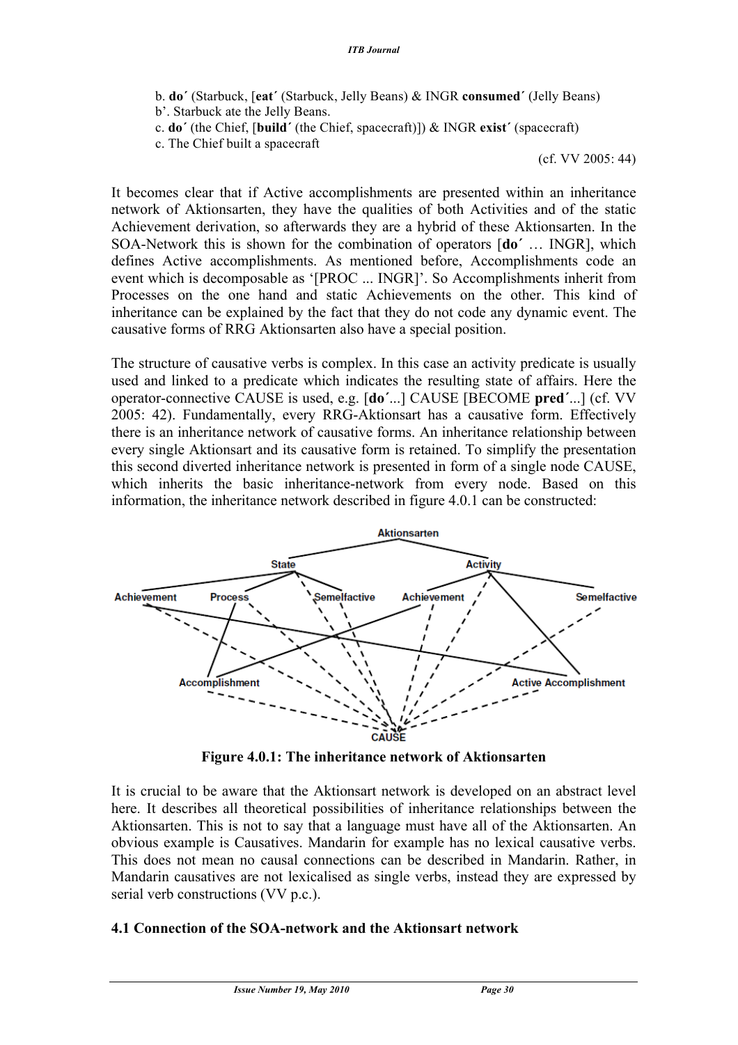b. **do´** (Starbuck, [**eat´** (Starbuck, Jelly Beans) & INGR **consumed´** (Jelly Beans)

b'. Starbuck ate the Jelly Beans.

c. **do´** (the Chief, [**build´** (the Chief, spacecraft)]) & INGR **exist´** (spacecraft)

c. The Chief built a spacecraft

(cf. VV 2005: 44)

It becomes clear that if Active accomplishments are presented within an inheritance network of Aktionsarten, they have the qualities of both Activities and of the static Achievement derivation, so afterwards they are a hybrid of these Aktionsarten. In the SOA-Network this is shown for the combination of operators [**do´** … INGR], which defines Active accomplishments. As mentioned before, Accomplishments code an event which is decomposable as '[PROC ... INGR]'. So Accomplishments inherit from Processes on the one hand and static Achievements on the other. This kind of inheritance can be explained by the fact that they do not code any dynamic event. The causative forms of RRG Aktionsarten also have a special position.

The structure of causative verbs is complex. In this case an activity predicate is usually used and linked to a predicate which indicates the resulting state of affairs. Here the operator-connective CAUSE is used, e.g. [**do´**...] CAUSE [BECOME **pred´**...] (cf. VV 2005: 42). Fundamentally, every RRG-Aktionsart has a causative form. Effectively there is an inheritance network of causative forms. An inheritance relationship between every single Aktionsart and its causative form is retained. To simplify the presentation this second diverted inheritance network is presented in form of a single node CAUSE, which inherits the basic inheritance-network from every node. Based on this information, the inheritance network described in figure 4.0.1 can be constructed:

**Figure 4.0.1: The inheritance network of Aktionsarten**

It is crucial to be aware that the Aktionsart network is developed on an abstract level here. It describes all theoretical possibilities of inheritance relationships between the Aktionsarten. This is not to say that a language must have all of the Aktionsarten. An obvious example is Causatives. Mandarin for example has no lexical causative verbs. This does not mean no causal connections can be described in Mandarin. Rather, in Mandarin causatives are not lexicalised as single verbs, instead they are expressed by serial verb constructions (VV p.c.).

### 4.1 Connection of the SOA-network and the Aktionsart network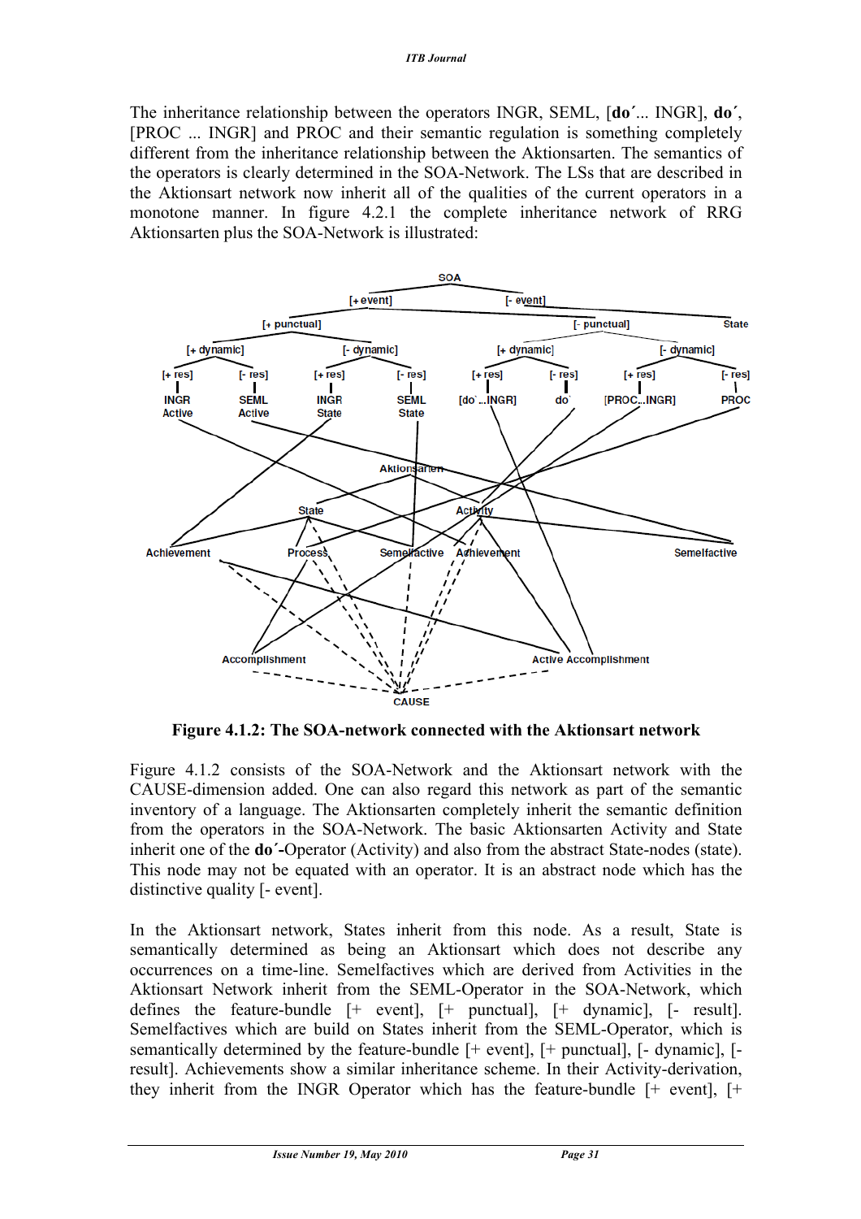The inheritance relationship between the operators INGR, SEML, [**do´**... INGR], **do´**, [PROC ... INGR] and PROC and their semantic regulation is something completely different from the inheritance relationship between the Aktionsarten. The semantics of the operators is clearly determined in the SOA-Network. The LSs that are described in the Aktionsart network now inherit all of the qualities of the current operators in a monotone manner. In figure 4.2.1 the complete inheritance network of RRG Aktionsarten plus the SOA-Network is illustrated:

**Figure 4.1.2: The SOA-network connected with the Aktionsart network**

Figure 4.1.2 consists of the SOA-Network and the Aktionsart network with the CAUSE-dimension added. One can also regard this network as part of the semantic inventory of a language. The Aktionsarten completely inherit the semantic definition from the operators in the SOA-Network. The basic Aktionsarten Activity and State inherit one of the **do´**-Operator (Activity) and also from the abstract State-nodes (state). This node may not be equated with an operator. It is an abstract node which has the distinctive quality [- event].

In the Aktionsart network, States inherit from this node. As a result, State is semantically determined as being an Aktionsart which does not describe any occurrences on a time-line. Semelfactives which are derived from Activities in the Aktionsart Network inherit from the SEML-Operator in the SOA-Network, which defines the feature-bundle [+ event], [+ punctual], [+ dynamic], [- result]. Semelfactives which are build on States inherit from the SEML-Operator, which is semantically determined by the feature-bundle [+ event], [+ punctual], [- dynamic], [- result]. Achievements show a similar inheritance scheme. In their Activity-derivation, they inherit from the INGR Operator which has the feature-bundle [+ event], [+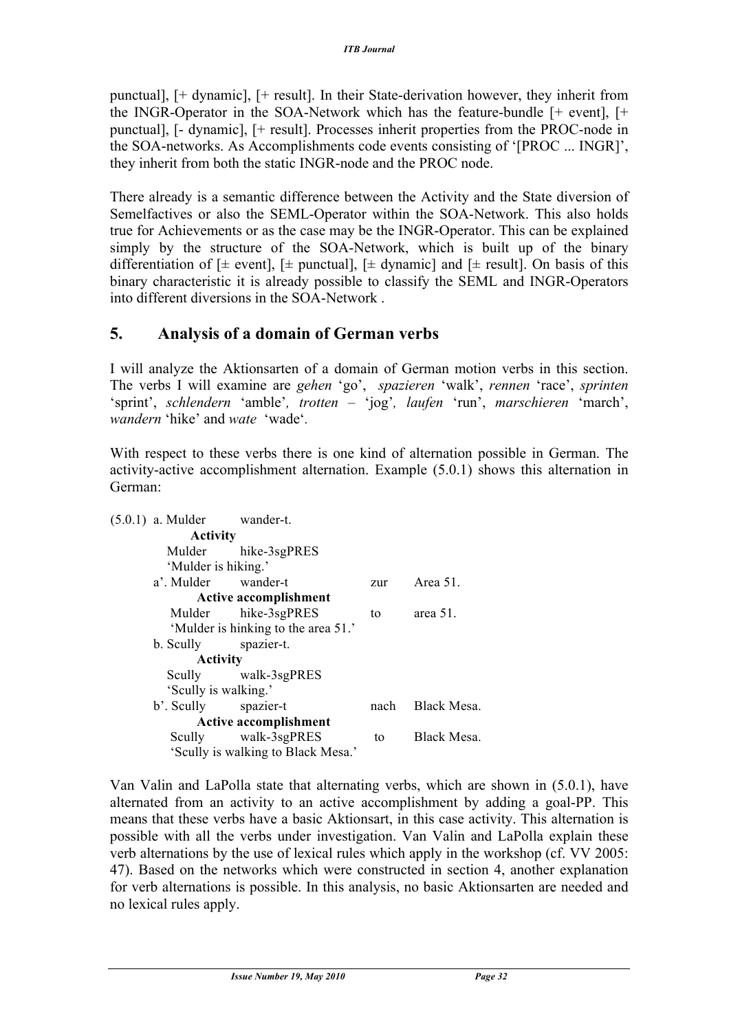punctual], [+ dynamic], [+ result]. In their State-derivation however, they inherit from the INGR-Operator in the SOA-Network which has the feature-bundle [+ event], [+ punctual], [- dynamic], [+ result]. Processes inherit properties from the PROC-node in the SOA-networks. As Accomplishments code events consisting of '[PROC ... INGR]', they inherit from both the static INGR-node and the PROC node.

There already is a semantic difference between the Activity and the State diversion of Semelfactives or also the SEML-Operator within the SOA-Network. This also holds true for Achievements or as the case may be the INGR-Operator. This can be explained simply by the structure of the SOA-Network, which is built up of the binary differentiation of [± event], [± punctual], [± dynamic] and [± result]. On basis of this binary characteristic it is already possible to classify the SEML and INGR-Operators into different diversions in the SOA-Network .

## 5. Analysis of a domain of German verbs

I will analyze the Aktionsarten of a domain of German motion verbs in this section. The verbs I will examine are *gehen* 'go', *spazieren* 'walk', *rennen* 'race', *sprinten* 'sprint', *schlendern* 'amble', *trotten* – 'jog', *laufen* 'run', *marschieren* 'march', *wandern* 'hike' and *wate* 'wade'.

With respect to these verbs there is one kind of alternation possible in German. The activity-active accomplishment alternation. Example (5.0.1) shows this alternation in German:

(5.0.1) a. Mulder wander-t.
**Activity**
Mulder hike-3sgPRES
'Mulder is hiking.'

a'. Mulder wander-t zur Area 51.
**Active accomplishment**
Mulder hike-3sgPRES to area 51.
'Mulder is hinking to the area 51.'

b. Scully spazier-t.
**Activity**
Scully walk-3sgPRES
'Scully is walking.'

b'. Scully spazier-t nach Black Mesa.
**Active accomplishment**
Scully walk-3sgPRES to Black Mesa.
'Scully is walking to Black Mesa.'

Van Valin and LaPolla state that alternating verbs, which are shown in (5.0.1), have alternated from an activity to an active accomplishment by adding a goal-PP. This means that these verbs have a basic Aktionsart, in this case activity. This alternation is possible with all the verbs under investigation. Van Valin and LaPolla explain these verb alternations by the use of lexical rules which apply in the workshop (cf. VV 2005: 47). Based on the networks which were constructed in section 4, another explanation for verb alternations is possible. In this analysis, no basic Aktionsarten are needed and no lexical rules apply.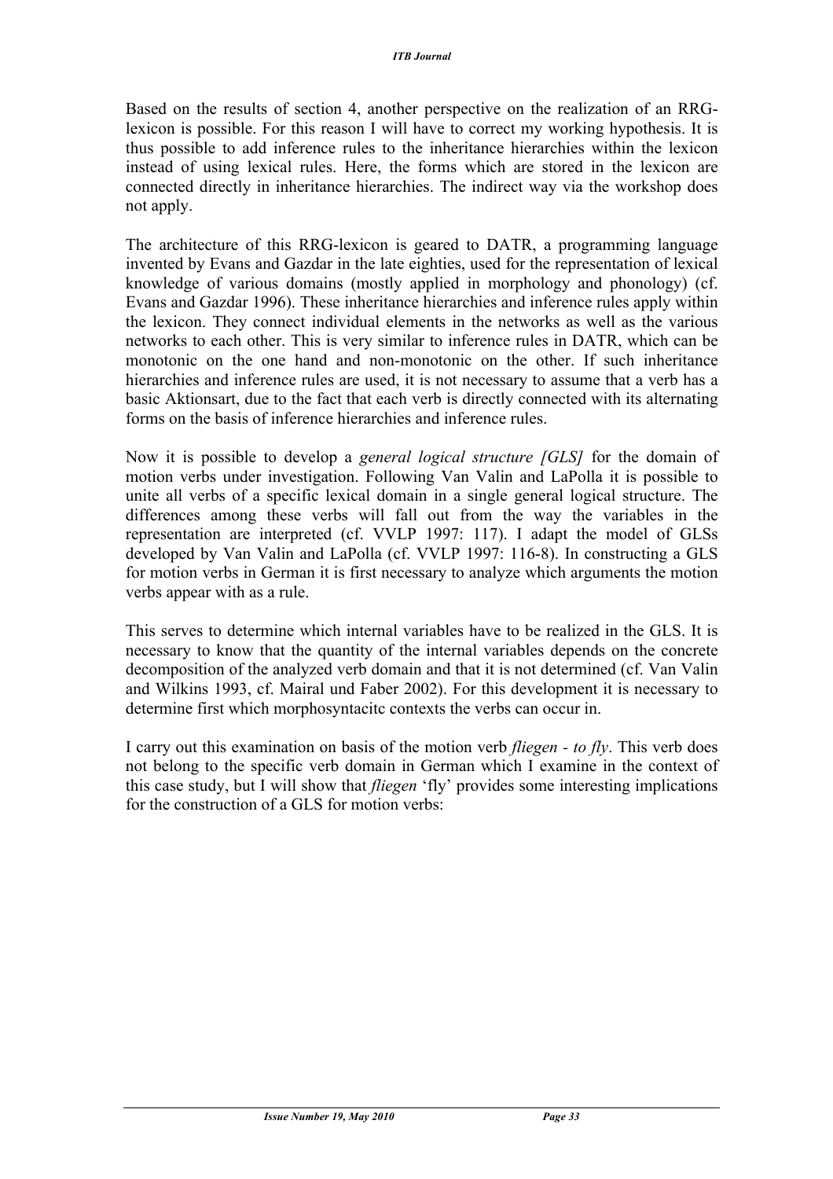Based on the results of section 4, another perspective on the realization of an RRG-lexicon is possible. For this reason I will have to correct my working hypothesis. It is thus possible to add inference rules to the inheritance hierarchies within the lexicon instead of using lexical rules. Here, the forms which are stored in the lexicon are connected directly in inheritance hierarchies. The indirect way via the workshop does not apply.

The architecture of this RRG-lexicon is geared to DATR, a programming language invented by Evans and Gazdar in the late eighties, used for the representation of lexical knowledge of various domains (mostly applied in morphology and phonology) (cf. Evans and Gazdar 1996). These inheritance hierarchies and inference rules apply within the lexicon. They connect individual elements in the networks as well as the various networks to each other. This is very similar to inference rules in DATR, which can be monotonic on the one hand and non-monotonic on the other. If such inheritance hierarchies and inference rules are used, it is not necessary to assume that a verb has a basic Aktionsart, due to the fact that each verb is directly connected with its alternating forms on the basis of inference hierarchies and inference rules.

Now it is possible to develop a *general logical structure [GLS]* for the domain of motion verbs under investigation. Following Van Valin and LaPolla it is possible to unite all verbs of a specific lexical domain in a single general logical structure. The differences among these verbs will fall out from the way the variables in the representation are interpreted (cf. VVLP 1997: 117). I adapt the model of GLSs developed by Van Valin and LaPolla (cf. VVLP 1997: 116-8). In constructing a GLS for motion verbs in German it is first necessary to analyze which arguments the motion verbs appear with as a rule.

This serves to determine which internal variables have to be realized in the GLS. It is necessary to know that the quantity of the internal variables depends on the concrete decomposition of the analyzed verb domain and that it is not determined (cf. Van Valin and Wilkins 1993, cf. Mairal und Faber 2002). For this development it is necessary to determine first which morphosyntacitc contexts the verbs can occur in.

I carry out this examination on basis of the motion verb *fliegen - to fly*. This verb does not belong to the specific verb domain in German which I examine in the context of this case study, but I will show that *fliegen* 'fly' provides some interesting implications for the construction of a GLS for motion verbs: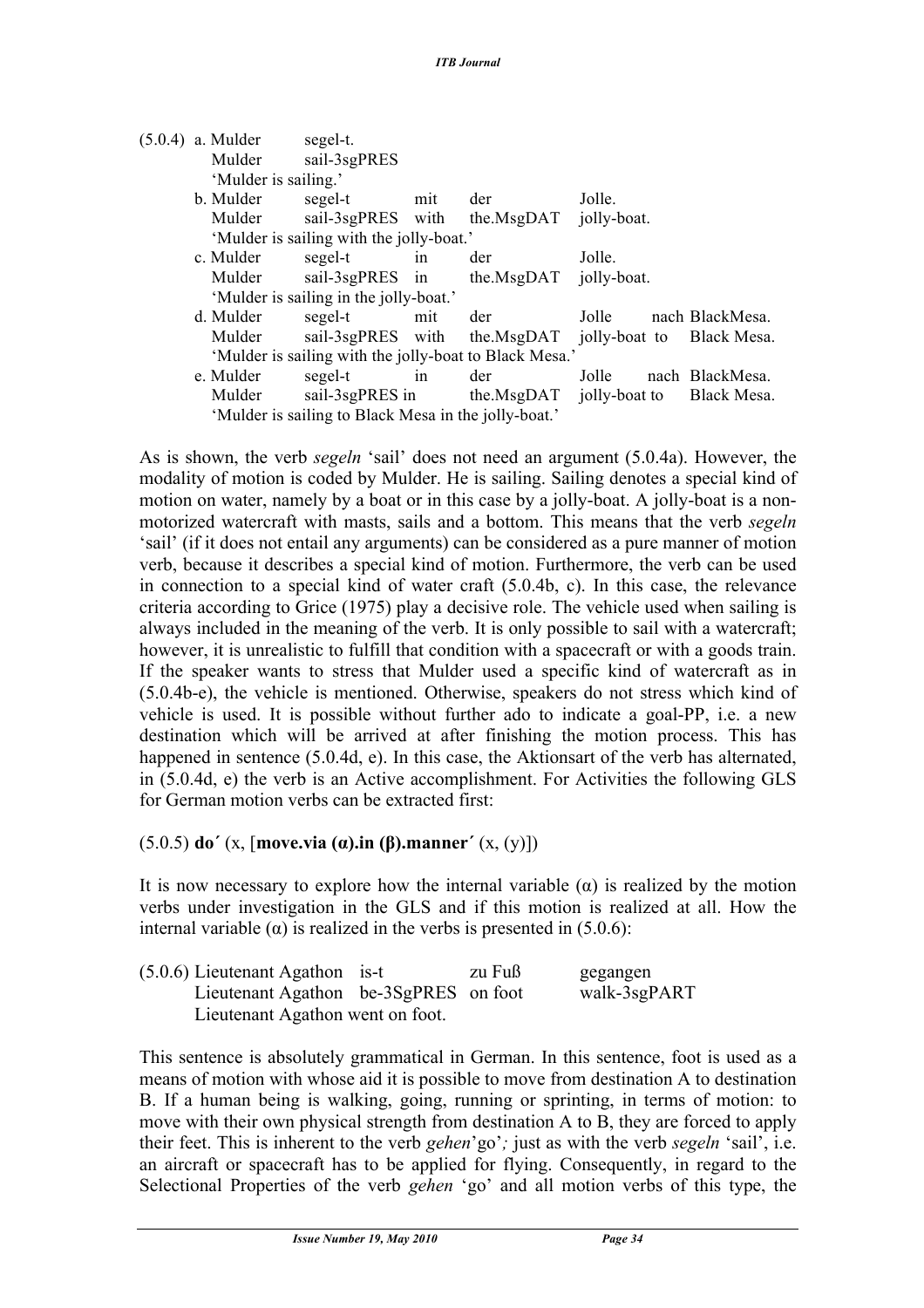(5.0.4) a. Mulder segel-t.
Mulder sail-3sgPRES
'Mulder is sailing.'

b. Mulder segel-t mit der Jolle.
Mulder sail-3sgPRES with the.MsgDAT jolly-boat.
'Mulder is sailing with the jolly-boat.'

c. Mulder segel-t in der Jolle.
Mulder sail-3sgPRES in the.MsgDAT jolly-boat.
'Mulder is sailing in the jolly-boat.'

d. Mulder segel-t mit der Jolle nach BlackMesa.
Mulder sail-3sgPRES with the.MsgDAT jolly-boat to Black Mesa.
'Mulder is sailing with the jolly-boat to Black Mesa.'

e. Mulder segel-t in der Jolle nach BlackMesa.
Mulder sail-3sgPRES in the.MsgDAT jolly-boat to Black Mesa.
'Mulder is sailing to Black Mesa in the jolly-boat.'

As is shown, the verb *segeln* 'sail' does not need an argument (5.0.4a). However, the modality of motion is coded by Mulder. He is sailing. Sailing denotes a special kind of motion on water, namely by a boat or in this case by a jolly-boat. A jolly-boat is a non-motorized watercraft with masts, sails and a bottom. This means that the verb *segeln* 'sail' (if it does not entail any arguments) can be considered as a pure manner of motion verb, because it describes a special kind of motion. Furthermore, the verb can be used in connection to a special kind of water craft (5.0.4b, c). In this case, the relevance criteria according to Grice (1975) play a decisive role. The vehicle used when sailing is always included in the meaning of the verb. It is only possible to sail with a watercraft; however, it is unrealistic to fulfill that condition with a spacecraft or with a goods train. If the speaker wants to stress that Mulder used a specific kind of watercraft as in (5.0.4b-e), the vehicle is mentioned. Otherwise, speakers do not stress which kind of vehicle is used. It is possible without further ado to indicate a goal-PP, i.e. a new destination which will be arrived at after finishing the motion process. This has happened in sentence (5.0.4d, e). In this case, the Aktionsart of the verb has alternated, in (5.0.4d, e) the verb is an Active accomplishment. For Activities the following GLS for German motion verbs can be extracted first:

(5.0.5) **do´** (x, [**move.via (α).in (β).manner´** (x, (y)])

It is now necessary to explore how the internal variable (α) is realized by the motion verbs under investigation in the GLS and if this motion is realized at all. How the internal variable (α) is realized in the verbs is presented in (5.0.6):

(5.0.6) Lieutenant Agathon is-t zu Fuß gegangen
Lieutenant Agathon be-3SgPRES on foot walk-3sgPART
Lieutenant Agathon went on foot.

This sentence is absolutely grammatical in German. In this sentence, foot is used as a means of motion with whose aid it is possible to move from destination A to destination B. If a human being is walking, going, running or sprinting, in terms of motion: to move with their own physical strength from destination A to B, they are forced to apply their feet. This is inherent to the verb *gehen*'go'*;* just as with the verb *segeln* 'sail', i.e. an aircraft or spacecraft has to be applied for flying. Consequently, in regard to the Selectional Properties of the verb *gehen* 'go' and all motion verbs of this type, the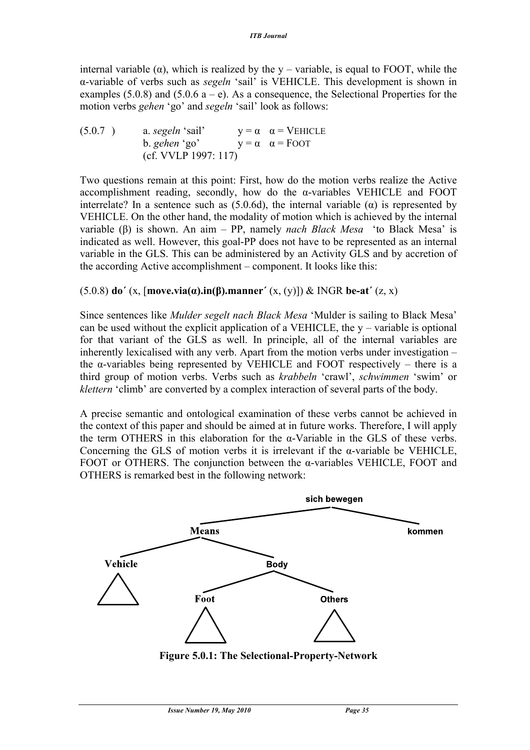internal variable (α), which is realized by the y – variable, is equal to FOOT, while the α-variable of verbs such as *segeln* 'sail' is VEHICLE. This development is shown in examples (5.0.8) and (5.0.6 a – e). As a consequence, the Selectional Properties for the motion verbs *gehen* 'go' and *segeln* 'sail' look as follows:

(5.0.7 ) a. *segeln* 'sail' y = α α = VEHICLE
b. *gehen* 'go' y = α α = FOOT
(cf. VVLP 1997: 117)

Two questions remain at this point: First, how do the motion verbs realize the Active accomplishment reading, secondly, how do the α-variables VEHICLE and FOOT interrelate? In a sentence such as (5.0.6d), the internal variable (α) is represented by VEHICLE. On the other hand, the modality of motion which is achieved by the internal variable (β) is shown. An aim – PP, namely *nach Black Mesa* 'to Black Mesa' is indicated as well. However, this goal-PP does not have to be represented as an internal variable in the GLS. This can be administered by an Activity GLS and by accretion of the according Active accomplishment – component. It looks like this:

(5.0.8) **do´** (x, [**move.via(α).in(β).manner´** (x, (y)]) & INGR **be-at´** (z, x)

Since sentences like *Mulder segelt nach Black Mesa* 'Mulder is sailing to Black Mesa' can be used without the explicit application of a VEHICLE, the y – variable is optional for that variant of the GLS as well. In principle, all of the internal variables are inherently lexicalised with any verb. Apart from the motion verbs under investigation – the α-variables being represented by VEHICLE and FOOT respectively – there is a third group of motion verbs. Verbs such as *krabbeln* 'crawl', *schwimmen* 'swim' or *klettern* 'climb' are converted by a complex interaction of several parts of the body.

A precise semantic and ontological examination of these verbs cannot be achieved in the context of this paper and should be aimed at in future works. Therefore, I will apply the term OTHERS in this elaboration for the α-Variable in the GLS of these verbs. Concerning the GLS of motion verbs it is irrelevant if the α-variable be VEHICLE, FOOT or OTHERS. The conjunction between the α-variables VEHICLE, FOOT and OTHERS is remarked best in the following network:

```
sich bewegen
├── Means
│   ├── Vehicle
│   └── Body
│       ├── Foot
│       └── Others
└── kommen
```

**Figure 5.0.1: The Selectional-Property-Network**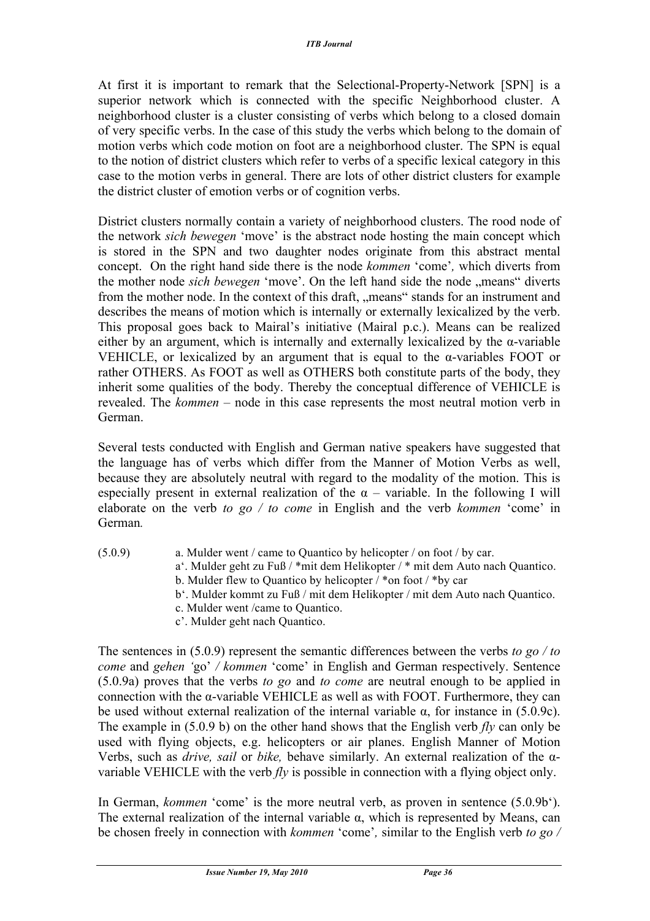At first it is important to remark that the Selectional-Property-Network [SPN] is a superior network which is connected with the specific Neighborhood cluster. A neighborhood cluster is a cluster consisting of verbs which belong to a closed domain of very specific verbs. In the case of this study the verbs which belong to the domain of motion verbs which code motion on foot are a neighborhood cluster. The SPN is equal to the notion of district clusters which refer to verbs of a specific lexical category in this case to the motion verbs in general. There are lots of other district clusters for example the district cluster of emotion verbs or of cognition verbs.

District clusters normally contain a variety of neighborhood clusters. The rood node of the network *sich bewegen* 'move' is the abstract node hosting the main concept which is stored in the SPN and two daughter nodes originate from this abstract mental concept. On the right hand side there is the node *kommen* 'come', which diverts from the mother node *sich bewegen* 'move'. On the left hand side the node „means" diverts from the mother node. In the context of this draft, „means" stands for an instrument and describes the means of motion which is internally or externally lexicalized by the verb. This proposal goes back to Mairal's initiative (Mairal p.c.). Means can be realized either by an argument, which is internally and externally lexicalized by the α-variable VEHICLE, or lexicalized by an argument that is equal to the α-variables FOOT or rather OTHERS. As FOOT as well as OTHERS both constitute parts of the body, they inherit some qualities of the body. Thereby the conceptual difference of VEHICLE is revealed. The *kommen* – node in this case represents the most neutral motion verb in German.

Several tests conducted with English and German native speakers have suggested that the language has of verbs which differ from the Manner of Motion Verbs as well, because they are absolutely neutral with regard to the modality of the motion. This is especially present in external realization of the α – variable. In the following I will elaborate on the verb *to go / to come* in English and the verb *kommen* 'come' in German.

(5.0.9)
a. Mulder went / came to Quantico by helicopter / on foot / by car.
a'. Mulder geht zu Fuß / *mit dem Helikopter / * mit dem Auto nach Quantico.
b. Mulder flew to Quantico by helicopter / *on foot / *by car
b'. Mulder kommt zu Fuß / mit dem Helikopter / mit dem Auto nach Quantico.
c. Mulder went /came to Quantico.
c'. Mulder geht nach Quantico.

The sentences in (5.0.9) represent the semantic differences between the verbs *to go / to come* and *gehen* 'go' */ kommen* 'come' in English and German respectively. Sentence (5.0.9a) proves that the verbs *to go* and *to come* are neutral enough to be applied in connection with the α-variable VEHICLE as well as with FOOT. Furthermore, they can be used without external realization of the internal variable α, for instance in (5.0.9c). The example in (5.0.9 b) on the other hand shows that the English verb *fly* can only be used with flying objects, e.g. helicopters or air planes. English Manner of Motion Verbs, such as *drive, sail* or *bike,* behave similarly. An external realization of the α-variable VEHICLE with the verb *fly* is possible in connection with a flying object only.

In German, *kommen* 'come' is the more neutral verb, as proven in sentence (5.0.9b'). The external realization of the internal variable α, which is represented by Means, can be chosen freely in connection with *kommen* 'come', similar to the English verb *to go /*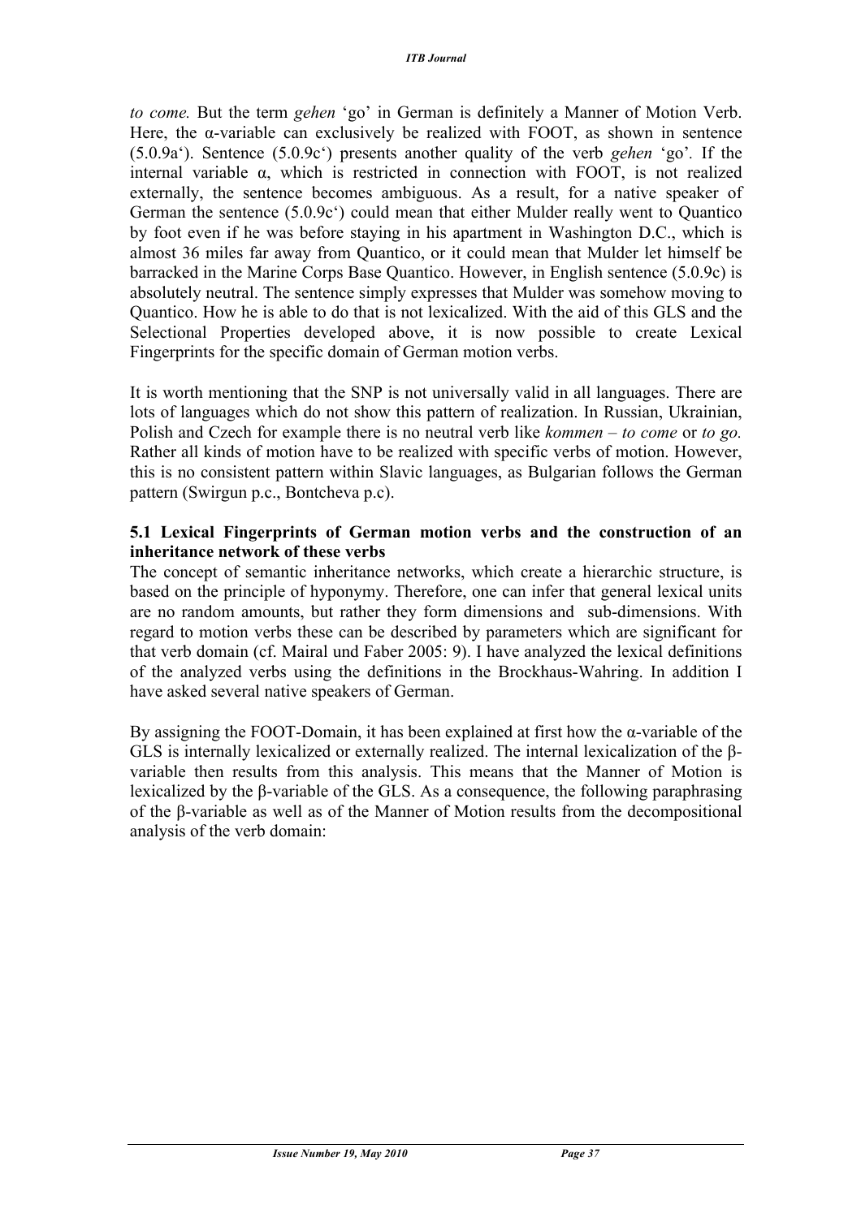*to come.* But the term *gehen* 'go' in German is definitely a Manner of Motion Verb. Here, the α-variable can exclusively be realized with FOOT, as shown in sentence (5.0.9a'). Sentence (5.0.9c') presents another quality of the verb *gehen* 'go'. If the internal variable α, which is restricted in connection with FOOT, is not realized externally, the sentence becomes ambiguous. As a result, for a native speaker of German the sentence (5.0.9c') could mean that either Mulder really went to Quantico by foot even if he was before staying in his apartment in Washington D.C., which is almost 36 miles far away from Quantico, or it could mean that Mulder let himself be barracked in the Marine Corps Base Quantico. However, in English sentence (5.0.9c) is absolutely neutral. The sentence simply expresses that Mulder was somehow moving to Quantico. How he is able to do that is not lexicalized. With the aid of this GLS and the Selectional Properties developed above, it is now possible to create Lexical Fingerprints for the specific domain of German motion verbs.

It is worth mentioning that the SNP is not universally valid in all languages. There are lots of languages which do not show this pattern of realization. In Russian, Ukrainian, Polish and Czech for example there is no neutral verb like *kommen – to come* or *to go.* Rather all kinds of motion have to be realized with specific verbs of motion. However, this is no consistent pattern within Slavic languages, as Bulgarian follows the German pattern (Swirgun p.c., Bontcheva p.c).

### 5.1 Lexical Fingerprints of German motion verbs and the construction of an inheritance network of these verbs

The concept of semantic inheritance networks, which create a hierarchic structure, is based on the principle of hyponymy. Therefore, one can infer that general lexical units are no random amounts, but rather they form dimensions and sub-dimensions. With regard to motion verbs these can be described by parameters which are significant for that verb domain (cf. Mairal und Faber 2005: 9). I have analyzed the lexical definitions of the analyzed verbs using the definitions in the Brockhaus-Wahring. In addition I have asked several native speakers of German.

By assigning the FOOT-Domain, it has been explained at first how the α-variable of the GLS is internally lexicalized or externally realized. The internal lexicalization of the β-variable then results from this analysis. This means that the Manner of Motion is lexicalized by the β-variable of the GLS. As a consequence, the following paraphrasing of the β-variable as well as of the Manner of Motion results from the decompositional analysis of the verb domain: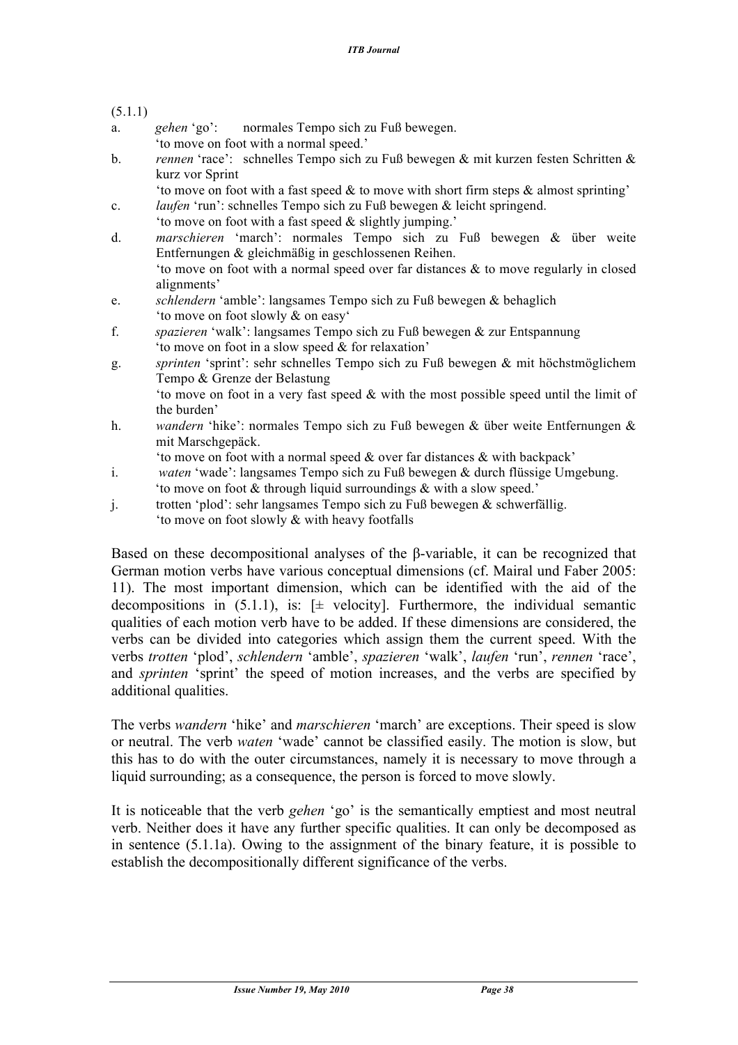(5.1.1)

a. *gehen* 'go': normales Tempo sich zu Fuß bewegen.
   'to move on foot with a normal speed.'

b. *rennen* 'race': schnelles Tempo sich zu Fuß bewegen & mit kurzen festen Schritten & kurz vor Sprint
   'to move on foot with a fast speed & to move with short firm steps & almost sprinting'

c. *laufen* 'run': schnelles Tempo sich zu Fuß bewegen & leicht springend.
   'to move on foot with a fast speed & slightly jumping.'

d. *marschieren* 'march': normales Tempo sich zu Fuß bewegen & über weite Entfernungen & gleichmäßig in geschlossenen Reihen.
   'to move on foot with a normal speed over far distances & to move regularly in closed alignments'

e. *schlendern* 'amble': langsames Tempo sich zu Fuß bewegen & behaglich
   'to move on foot slowly & on easy'

f. *spazieren* 'walk': langsames Tempo sich zu Fuß bewegen & zur Entspannung
   'to move on foot in a slow speed & for relaxation'

g. *sprinten* 'sprint': sehr schnelles Tempo sich zu Fuß bewegen & mit höchstmöglichem Tempo & Grenze der Belastung
   'to move on foot in a very fast speed & with the most possible speed until the limit of the burden'

h. *wandern* 'hike': normales Tempo sich zu Fuß bewegen & über weite Entfernungen & mit Marschgepäck.
   'to move on foot with a normal speed & over far distances & with backpack'

i. *waten* 'wade': langsames Tempo sich zu Fuß bewegen & durch flüssige Umgebung.
   'to move on foot & through liquid surroundings & with a slow speed.'

j. trotten 'plod': sehr langsames Tempo sich zu Fuß bewegen & schwerfällig.
   'to move on foot slowly & with heavy footfalls

Based on these decompositional analyses of the β-variable, it can be recognized that German motion verbs have various conceptual dimensions (cf. Mairal und Faber 2005: 11). The most important dimension, which can be identified with the aid of the decompositions in (5.1.1), is: [± velocity]. Furthermore, the individual semantic qualities of each motion verb have to be added. If these dimensions are considered, the verbs can be divided into categories which assign them the current speed. With the verbs *trotten* 'plod', *schlendern* 'amble', *spazieren* 'walk', *laufen* 'run', *rennen* 'race', and *sprinten* 'sprint' the speed of motion increases, and the verbs are specified by additional qualities.

The verbs *wandern* 'hike' and *marschieren* 'march' are exceptions. Their speed is slow or neutral. The verb *waten* 'wade' cannot be classified easily. The motion is slow, but this has to do with the outer circumstances, namely it is necessary to move through a liquid surrounding; as a consequence, the person is forced to move slowly.

It is noticeable that the verb *gehen* 'go' is the semantically emptiest and most neutral verb. Neither does it have any further specific qualities. It can only be decomposed as in sentence (5.1.1a). Owing to the assignment of the binary feature, it is possible to establish the decompositionally different significance of the verbs.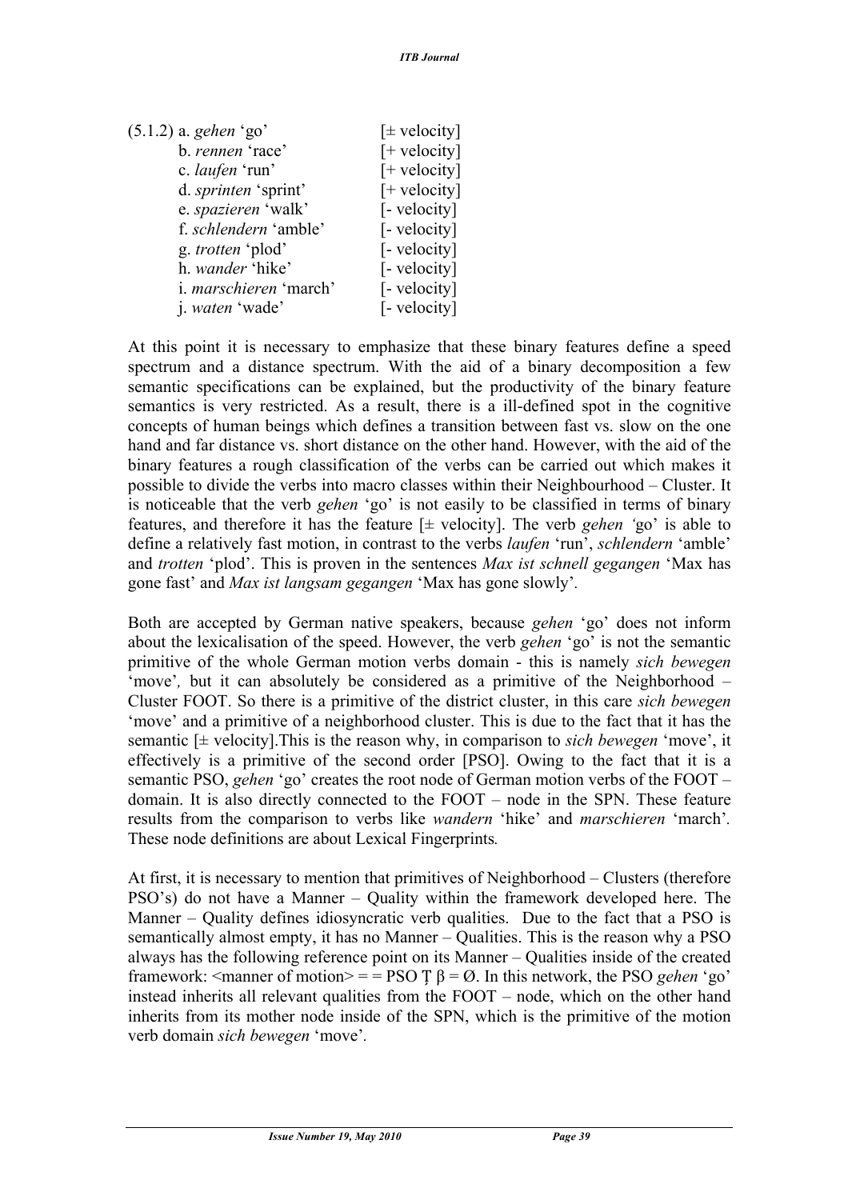(5.1.2) a. *gehen* 'go' [± velocity]
b. *rennen* 'race' [+ velocity]
c. *laufen* 'run' [+ velocity]
d. *sprinten* 'sprint' [+ velocity]
e. *spazieren* 'walk' [- velocity]
f. *schlendern* 'amble' [- velocity]
g. *trotten* 'plod' [- velocity]
h. *wander* 'hike' [- velocity]
i. *marschieren* 'march' [- velocity]
j. *waten* 'wade' [- velocity]

At this point it is necessary to emphasize that these binary features define a speed spectrum and a distance spectrum. With the aid of a binary decomposition a few semantic specifications can be explained, but the productivity of the binary feature semantics is very restricted. As a result, there is a ill-defined spot in the cognitive concepts of human beings which defines a transition between fast vs. slow on the one hand and far distance vs. short distance on the other hand. However, with the aid of the binary features a rough classification of the verbs can be carried out which makes it possible to divide the verbs into macro classes within their Neighbourhood – Cluster. It is noticeable that the verb *gehen* 'go' is not easily to be classified in terms of binary features, and therefore it has the feature [± velocity]. The verb *gehen '*go' is able to define a relatively fast motion, in contrast to the verbs *laufen* 'run', *schlendern* 'amble' and *trotten* 'plod'. This is proven in the sentences *Max ist schnell gegangen* 'Max has gone fast' and *Max ist langsam gegangen* 'Max has gone slowly'*.*

Both are accepted by German native speakers, because *gehen* 'go' does not inform about the lexicalisation of the speed. However, the verb *gehen* 'go' is not the semantic primitive of the whole German motion verbs domain - this is namely *sich bewegen* 'move'*,* but it can absolutely be considered as a primitive of the Neighborhood – Cluster FOOT. So there is a primitive of the district cluster, in this care *sich bewegen* 'move' and a primitive of a neighborhood cluster. This is due to the fact that it has the semantic [± velocity].This is the reason why, in comparison to *sich bewegen* 'move', it effectively is a primitive of the second order [PSO]. Owing to the fact that it is a semantic PSO, *gehen* 'go' creates the root node of German motion verbs of the FOOT – domain. It is also directly connected to the FOOT – node in the SPN. These feature results from the comparison to verbs like *wandern* 'hike' and *marschieren* 'march'. These node definitions are about Lexical Fingerprints*.*

At first, it is necessary to mention that primitives of Neighborhood – Clusters (therefore PSO's) do not have a Manner – Quality within the framework developed here. The Manner – Quality defines idiosyncratic verb qualities. Due to the fact that a PSO is semantically almost empty, it has no Manner – Qualities. This is the reason why a PSO always has the following reference point on its Manner – Qualities inside of the created framework: <manner of motion> = = PSO Ț β = Ø. In this network, the PSO *gehen* 'go' instead inherits all relevant qualities from the FOOT – node, which on the other hand inherits from its mother node inside of the SPN, which is the primitive of the motion verb domain *sich bewegen* 'move'.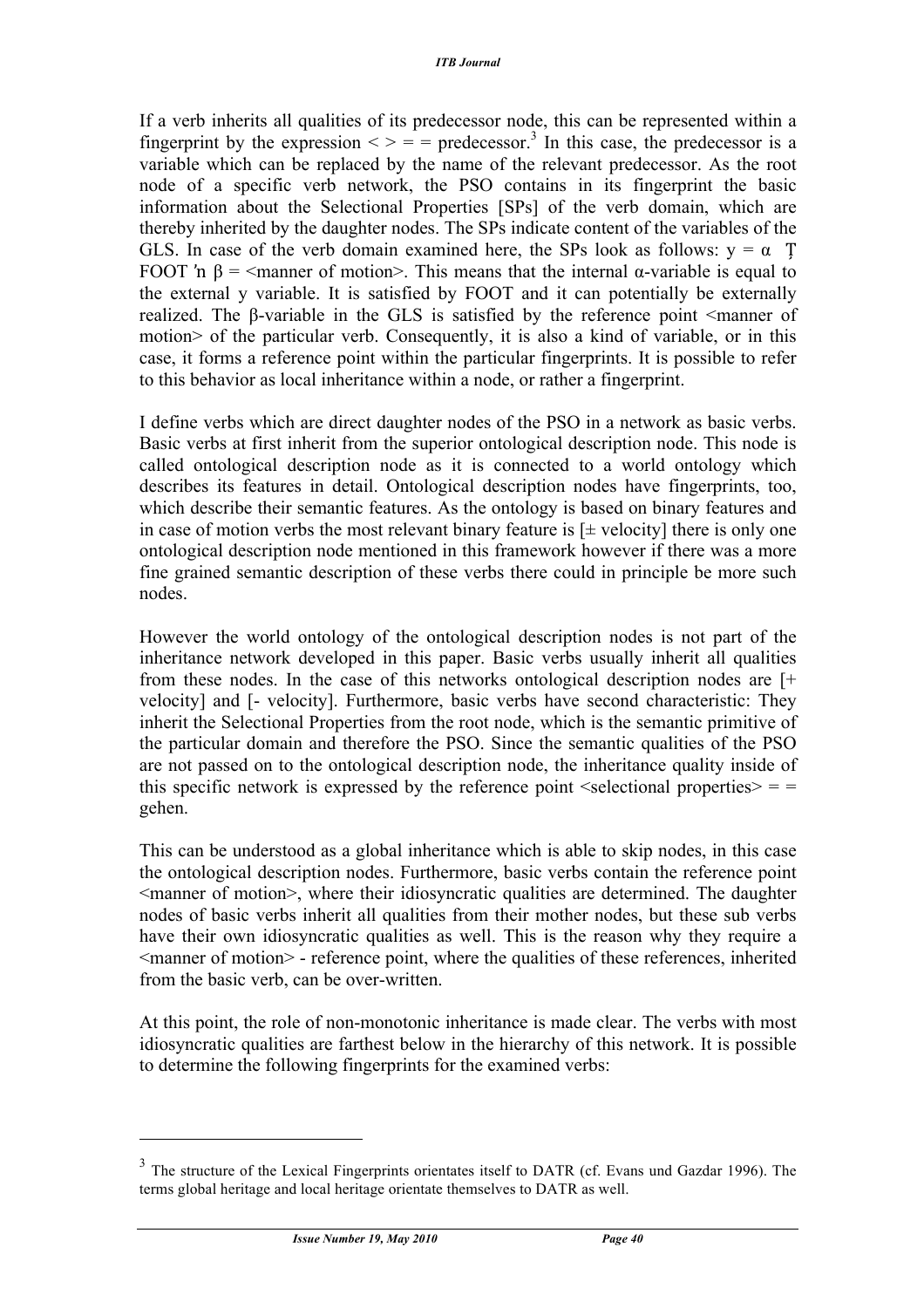If a verb inherits all qualities of its predecessor node, this can be represented within a fingerprint by the expression < > = = predecessor.[3] In this case, the predecessor is a variable which can be replaced by the name of the relevant predecessor. As the root node of a specific verb network, the PSO contains in its fingerprint the basic information about the Selectional Properties [SPs] of the verb domain, which are thereby inherited by the daughter nodes. The SPs indicate content of the variables of the GLS. In case of the verb domain examined here, the SPs look as follows: $y = \alpha$ Ţ FOOT ′n $\beta$ = <manner of motion>. This means that the internal $\alpha$-variable is equal to the external y variable. It is satisfied by FOOT and it can potentially be externally realized. The $\beta$-variable in the GLS is satisfied by the reference point <manner of motion> of the particular verb. Consequently, it is also a kind of variable, or in this case, it forms a reference point within the particular fingerprints. It is possible to refer to this behavior as local inheritance within a node, or rather a fingerprint.

I define verbs which are direct daughter nodes of the PSO in a network as basic verbs. Basic verbs at first inherit from the superior ontological description node. This node is called ontological description node as it is connected to a world ontology which describes its features in detail. Ontological description nodes have fingerprints, too, which describe their semantic features. As the ontology is based on binary features and in case of motion verbs the most relevant binary feature is [± velocity] there is only one ontological description node mentioned in this framework however if there was a more fine grained semantic description of these verbs there could in principle be more such nodes.

However the world ontology of the ontological description nodes is not part of the inheritance network developed in this paper. Basic verbs usually inherit all qualities from these nodes. In the case of this networks ontological description nodes are [+ velocity] and [- velocity]. Furthermore, basic verbs have second characteristic: They inherit the Selectional Properties from the root node, which is the semantic primitive of the particular domain and therefore the PSO. Since the semantic qualities of the PSO are not passed on to the ontological description node, the inheritance quality inside of this specific network is expressed by the reference point <selectional properties> = = gehen.

This can be understood as a global inheritance which is able to skip nodes, in this case the ontological description nodes. Furthermore, basic verbs contain the reference point <manner of motion>, where their idiosyncratic qualities are determined. The daughter nodes of basic verbs inherit all qualities from their mother nodes, but these sub verbs have their own idiosyncratic qualities as well. This is the reason why they require a <manner of motion> - reference point, where the qualities of these references, inherited from the basic verb, can be over-written.

At this point, the role of non-monotonic inheritance is made clear. The verbs with most idiosyncratic qualities are farthest below in the hierarchy of this network. It is possible to determine the following fingerprints for the examined verbs:

---

[3] The structure of the Lexical Fingerprints orientates itself to DATR (cf. Evans und Gazdar 1996). The terms global heritage and local heritage orientate themselves to DATR as well.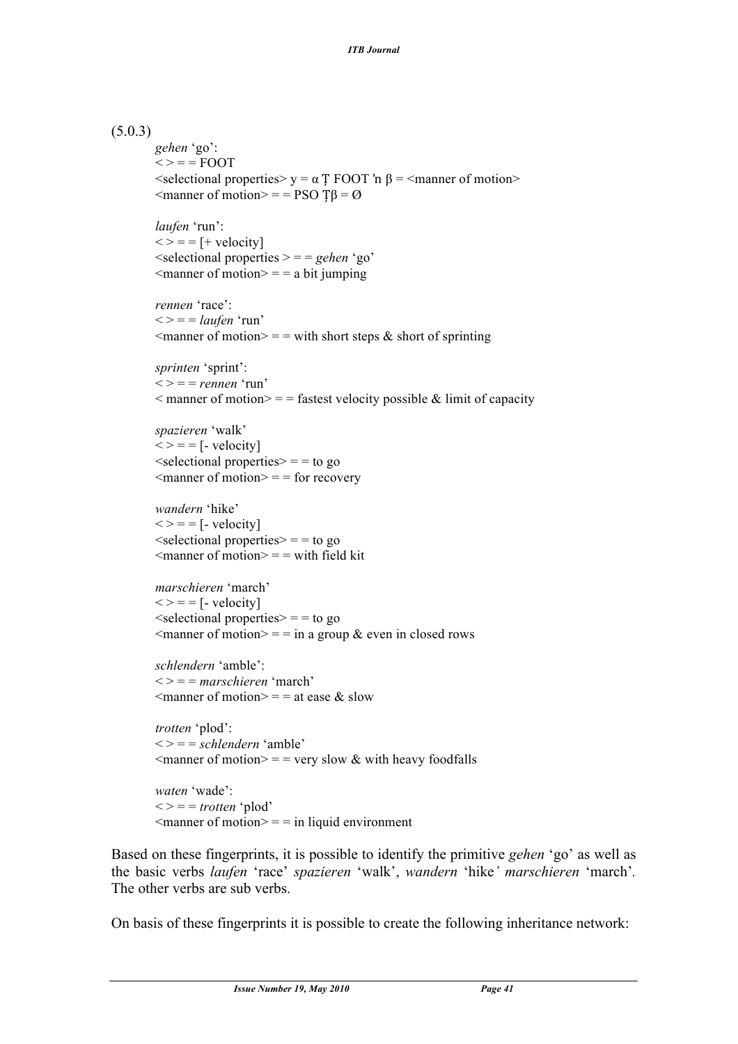(5.0.3)

*gehen* 'go':
< > = = FOOT
<selectional properties> $y = \alpha$ Ţ FOOT 'n $\beta$ = <manner of motion>
<manner of motion> = = PSO Ţ$\beta$ = Ø

*laufen* 'run':
< > = = [+ velocity]
<selectional properties > = = *gehen* 'go'
<manner of motion> = = a bit jumping

*rennen* 'race':
< > = = *laufen* 'run'
<manner of motion> = = with short steps & short of sprinting

*sprinten* 'sprint':
< > = = *rennen* 'run'
< manner of motion> = = fastest velocity possible & limit of capacity

*spazieren* 'walk'
< > = = [- velocity]
<selectional properties> = = to go
<manner of motion> = = for recovery

*wandern* 'hike'
< > = = [- velocity]
<selectional properties> = = to go
<manner of motion> = = with field kit

*marschieren* 'march'
< > = = [- velocity]
<selectional properties> = = to go
<manner of motion> = = in a group & even in closed rows

*schlendern* 'amble':
< > = = *marschieren* 'march'
<manner of motion> = = at ease & slow

*trotten* 'plod':
< > = = *schlendern* 'amble'
<manner of motion> = = very slow & with heavy foodfalls

*waten* 'wade':
< > = = *trotten* 'plod'
<manner of motion> = = in liquid environment

Based on these fingerprints, it is possible to identify the primitive *gehen* 'go' as well as the basic verbs *laufen* 'race' *spazieren* 'walk', *wandern* 'hike' *marschieren* 'march'. The other verbs are sub verbs.

On basis of these fingerprints it is possible to create the following inheritance network: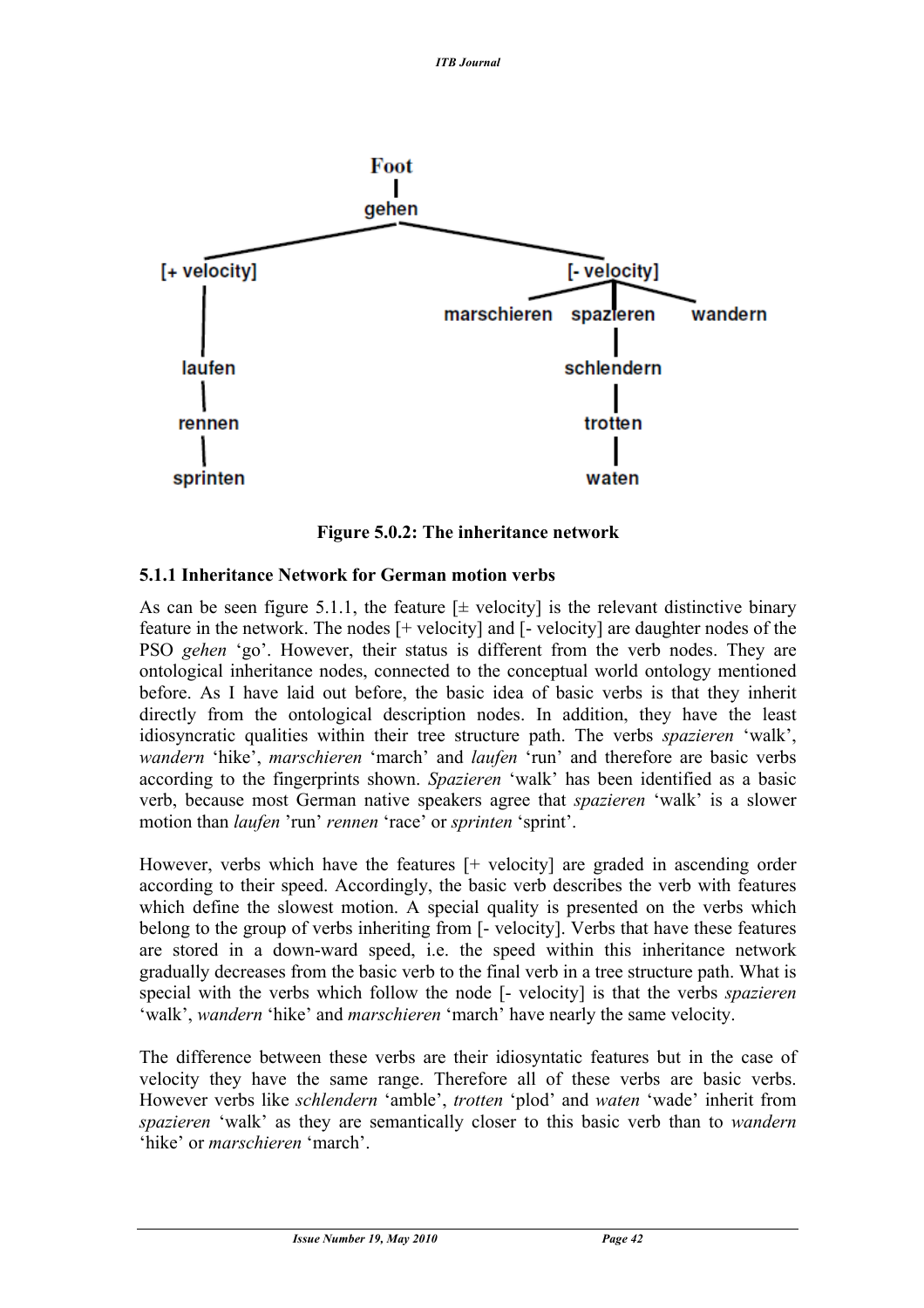Figure 5.0.2: The inheritance network

### 5.1.1 Inheritance Network for German motion verbs

As can be seen figure 5.1.1, the feature [± velocity] is the relevant distinctive binary feature in the network. The nodes [+ velocity] and [- velocity] are daughter nodes of the PSO *gehen* 'go'. However, their status is different from the verb nodes. They are ontological inheritance nodes, connected to the conceptual world ontology mentioned before. As I have laid out before, the basic idea of basic verbs is that they inherit directly from the ontological description nodes. In addition, they have the least idiosyncratic qualities within their tree structure path. The verbs *spazieren* 'walk', *wandern* 'hike', *marschieren* 'march' and *laufen* 'run' and therefore are basic verbs according to the fingerprints shown. *Spazieren* 'walk' has been identified as a basic verb, because most German native speakers agree that *spazieren* 'walk' is a slower motion than *laufen* 'run' *rennen* 'race' or *sprinten* 'sprint'.

However, verbs which have the features [+ velocity] are graded in ascending order according to their speed. Accordingly, the basic verb describes the verb with features which define the slowest motion. A special quality is presented on the verbs which belong to the group of verbs inheriting from [- velocity]. Verbs that have these features are stored in a down-ward speed, i.e. the speed within this inheritance network gradually decreases from the basic verb to the final verb in a tree structure path. What is special with the verbs which follow the node [- velocity] is that the verbs *spazieren* 'walk', *wandern* 'hike' and *marschieren* 'march' have nearly the same velocity.

The difference between these verbs are their idiosyntatic features but in the case of velocity they have the same range. Therefore all of these verbs are basic verbs. However verbs like *schlendern* 'amble', *trotten* 'plod' and *waten* 'wade' inherit from *spazieren* 'walk' as they are semantically closer to this basic verb than to *wandern* 'hike' or *marschieren* 'march'.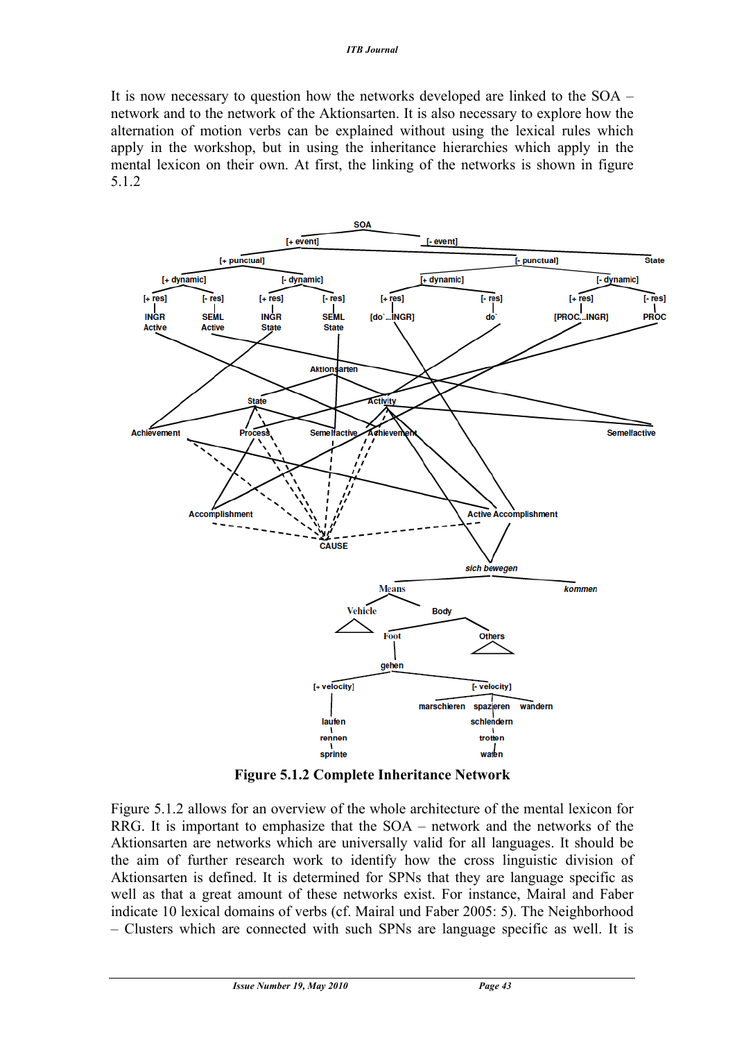It is now necessary to question how the networks developed are linked to the SOA – network and to the network of the Aktionsarten. It is also necessary to explore how the alternation of motion verbs can be explained without using the lexical rules which apply in the workshop, but in using the inheritance hierarchies which apply in the mental lexicon on their own. At first, the linking of the networks is shown in figure 5.1.2

**Figure 5.1.2 Complete Inheritance Network**

Figure 5.1.2 allows for an overview of the whole architecture of the mental lexicon for RRG. It is important to emphasize that the SOA – network and the networks of the Aktionsarten are networks which are universally valid for all languages. It should be the aim of further research work to identify how the cross linguistic division of Aktionsarten is defined. It is determined for SPNs that they are language specific as well as that a great amount of these networks exist. For instance, Mairal and Faber indicate 10 lexical domains of verbs (cf. Mairal und Faber 2005: 5). The Neighborhood – Clusters which are connected with such SPNs are language specific as well. It is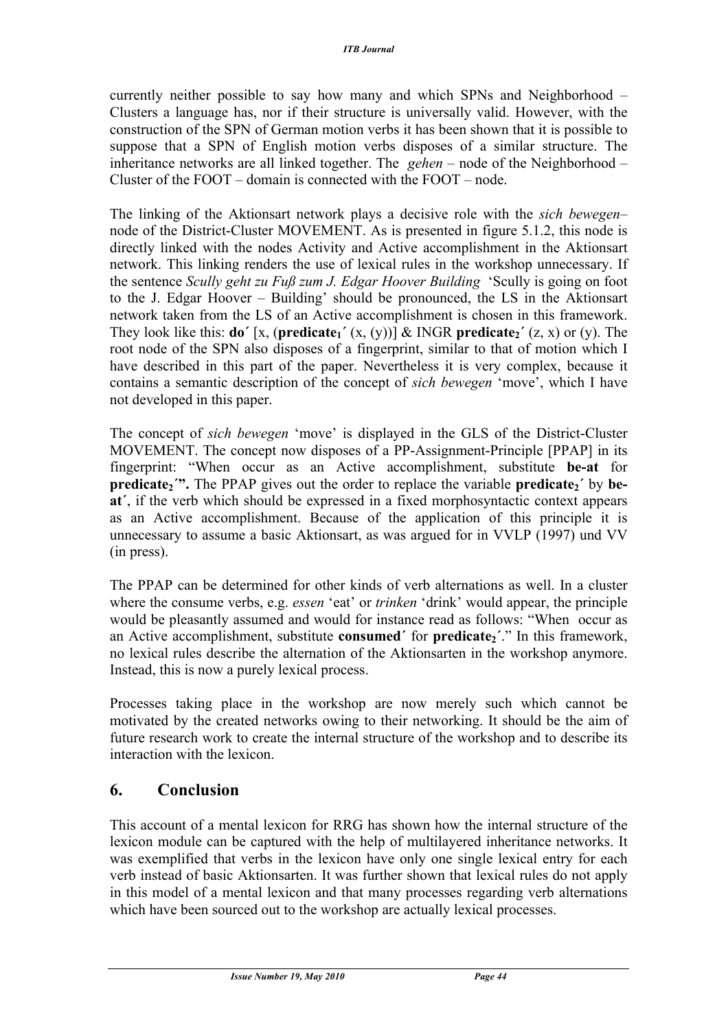currently neither possible to say how many and which SPNs and Neighborhood – Clusters a language has, nor if their structure is universally valid. However, with the construction of the SPN of German motion verbs it has been shown that it is possible to suppose that a SPN of English motion verbs disposes of a similar structure. The inheritance networks are all linked together. The *gehen* – node of the Neighborhood – Cluster of the FOOT – domain is connected with the FOOT – node.

The linking of the Aktionsart network plays a decisive role with the *sich bewegen*– node of the District-Cluster MOVEMENT. As is presented in figure 5.1.2, this node is directly linked with the nodes Activity and Active accomplishment in the Aktionsart network. This linking renders the use of lexical rules in the workshop unnecessary. If the sentence *Scully geht zu Fuß zum J. Edgar Hoover Building* 'Scully is going on foot to the J. Edgar Hoover – Building' should be pronounced, the LS in the Aktionsart network taken from the LS of an Active accomplishment is chosen in this framework. They look like this: **do´** [x, (**predicate$_1$´** (x, (y))] & INGR **predicate$_2$´** (z, x) or (y). The root node of the SPN also disposes of a fingerprint, similar to that of motion which I have described in this part of the paper. Nevertheless it is very complex, because it contains a semantic description of the concept of *sich bewegen* 'move', which I have not developed in this paper.

The concept of *sich bewegen* 'move' is displayed in the GLS of the District-Cluster MOVEMENT. The concept now disposes of a PP-Assignment-Principle [PPAP] in its fingerprint: "When occur as an Active accomplishment, substitute **be-at** for **predicate$_2$´".** The PPAP gives out the order to replace the variable **predicate$_2$´** by **be-at´**, if the verb which should be expressed in a fixed morphosyntactic context appears as an Active accomplishment. Because of the application of this principle it is unnecessary to assume a basic Aktionsart, as was argued for in VVLP (1997) und VV (in press).

The PPAP can be determined for other kinds of verb alternations as well. In a cluster where the consume verbs, e.g. *essen* 'eat' or *trinken* 'drink' would appear, the principle would be pleasantly assumed and would for instance read as follows: "When occur as an Active accomplishment, substitute **consumed´** for **predicate$_2$´**." In this framework, no lexical rules describe the alternation of the Aktionsarten in the workshop anymore. Instead, this is now a purely lexical process.

Processes taking place in the workshop are now merely such which cannot be motivated by the created networks owing to their networking. It should be the aim of future research work to create the internal structure of the workshop and to describe its interaction with the lexicon.

## 6. Conclusion

This account of a mental lexicon for RRG has shown how the internal structure of the lexicon module can be captured with the help of multilayered inheritance networks. It was exemplified that verbs in the lexicon have only one single lexical entry for each verb instead of basic Aktionsarten. It was further shown that lexical rules do not apply in this model of a mental lexicon and that many processes regarding verb alternations which have been sourced out to the workshop are actually lexical processes.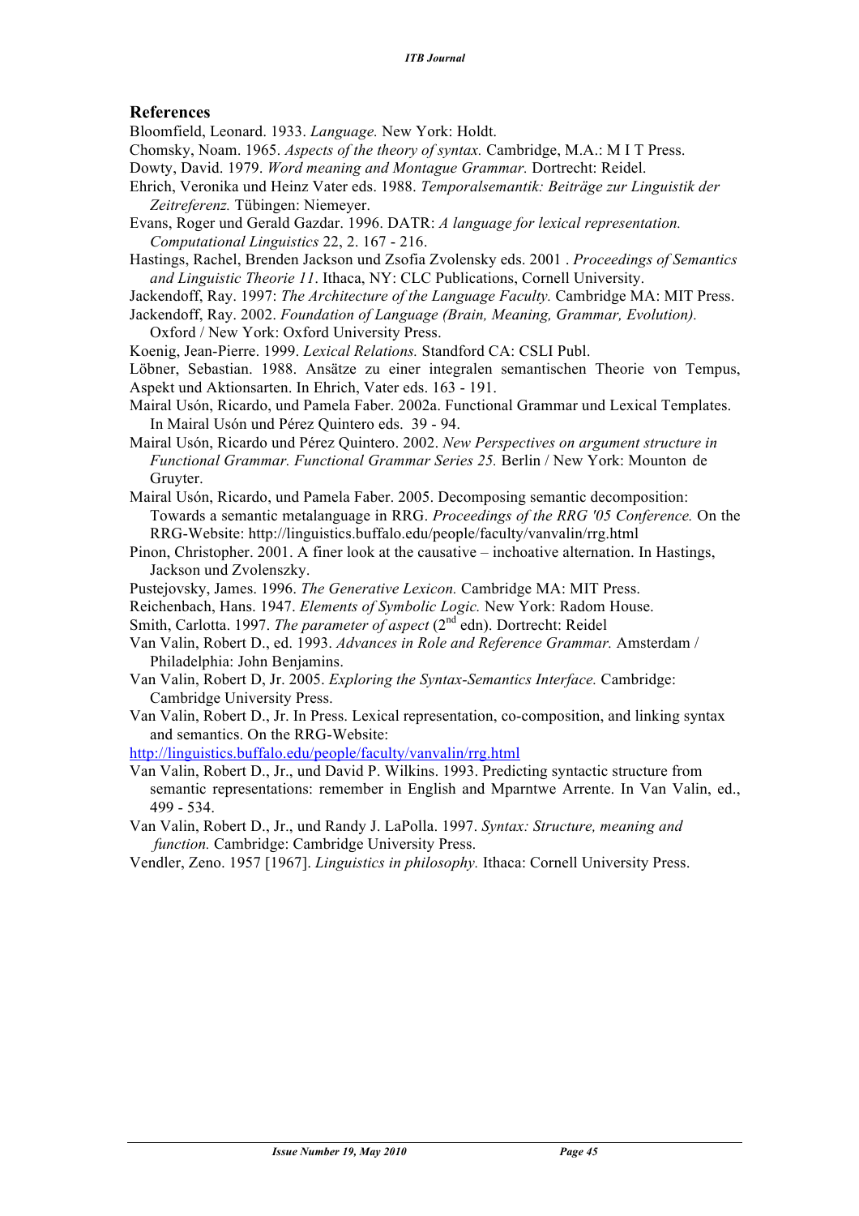## References

Bloomfield, Leonard. 1933. *Language.* New York: Holdt.

Chomsky, Noam. 1965. *Aspects of the theory of syntax.* Cambridge, M.A.: M I T Press.

Dowty, David. 1979. *Word meaning and Montague Grammar.* Dortrecht: Reidel.

Ehrich, Veronika und Heinz Vater eds. 1988. *Temporalsemantik: Beiträge zur Linguistik der Zeitreferenz.* Tübingen: Niemeyer.

Evans, Roger und Gerald Gazdar. 1996. DATR: *A language for lexical representation. Computational Linguistics* 22, 2. 167 - 216.

Hastings, Rachel, Brenden Jackson und Zsofia Zvolensky eds. 2001 . *Proceedings of Semantics and Linguistic Theorie 11*. Ithaca, NY: CLC Publications, Cornell University.

Jackendoff, Ray. 1997: *The Architecture of the Language Faculty.* Cambridge MA: MIT Press.

Jackendoff, Ray. 2002. *Foundation of Language (Brain, Meaning, Grammar, Evolution).* Oxford / New York: Oxford University Press.

Koenig, Jean-Pierre. 1999. *Lexical Relations.* Standford CA: CSLI Publ.

Löbner, Sebastian. 1988. Ansätze zu einer integralen semantischen Theorie von Tempus, Aspekt und Aktionsarten. In Ehrich, Vater eds. 163 - 191.

Mairal Usón, Ricardo, und Pamela Faber. 2002a. Functional Grammar und Lexical Templates. In Mairal Usón und Pérez Quintero eds. 39 - 94.

Mairal Usón, Ricardo und Pérez Quintero. 2002. *New Perspectives on argument structure in Functional Grammar. Functional Grammar Series 25.* Berlin / New York: Mounton de Gruyter.

Mairal Usón, Ricardo, und Pamela Faber. 2005. Decomposing semantic decomposition: Towards a semantic metalanguage in RRG. *Proceedings of the RRG '05 Conference.* On the RRG-Website: http://linguistics.buffalo.edu/people/faculty/vanvalin/rrg.html

Pinon, Christopher. 2001. A finer look at the causative – inchoative alternation. In Hastings, Jackson und Zvolenszky.

Pustejovsky, James. 1996. *The Generative Lexicon.* Cambridge MA: MIT Press.

Reichenbach, Hans. 1947. *Elements of Symbolic Logic.* New York: Radom House.

Smith, Carlotta. 1997. *The parameter of aspect* (2nd edn). Dortrecht: Reidel

Van Valin, Robert D., ed. 1993. *Advances in Role and Reference Grammar.* Amsterdam / Philadelphia: John Benjamins.

Van Valin, Robert D, Jr. 2005. *Exploring the Syntax-Semantics Interface.* Cambridge: Cambridge University Press.

Van Valin, Robert D., Jr. In Press. Lexical representation, co-composition, and linking syntax and semantics. On the RRG-Website: http://linguistics.buffalo.edu/people/faculty/vanvalin/rrg.html

Van Valin, Robert D., Jr., und David P. Wilkins. 1993. Predicting syntactic structure from semantic representations: remember in English and Mparntwe Arrente. In Van Valin, ed., 499 - 534.

Van Valin, Robert D., Jr., und Randy J. LaPolla. 1997. *Syntax: Structure, meaning and function.* Cambridge: Cambridge University Press.

Vendler, Zeno. 1957 [1967]. *Linguistics in philosophy.* Ithaca: Cornell University Press.